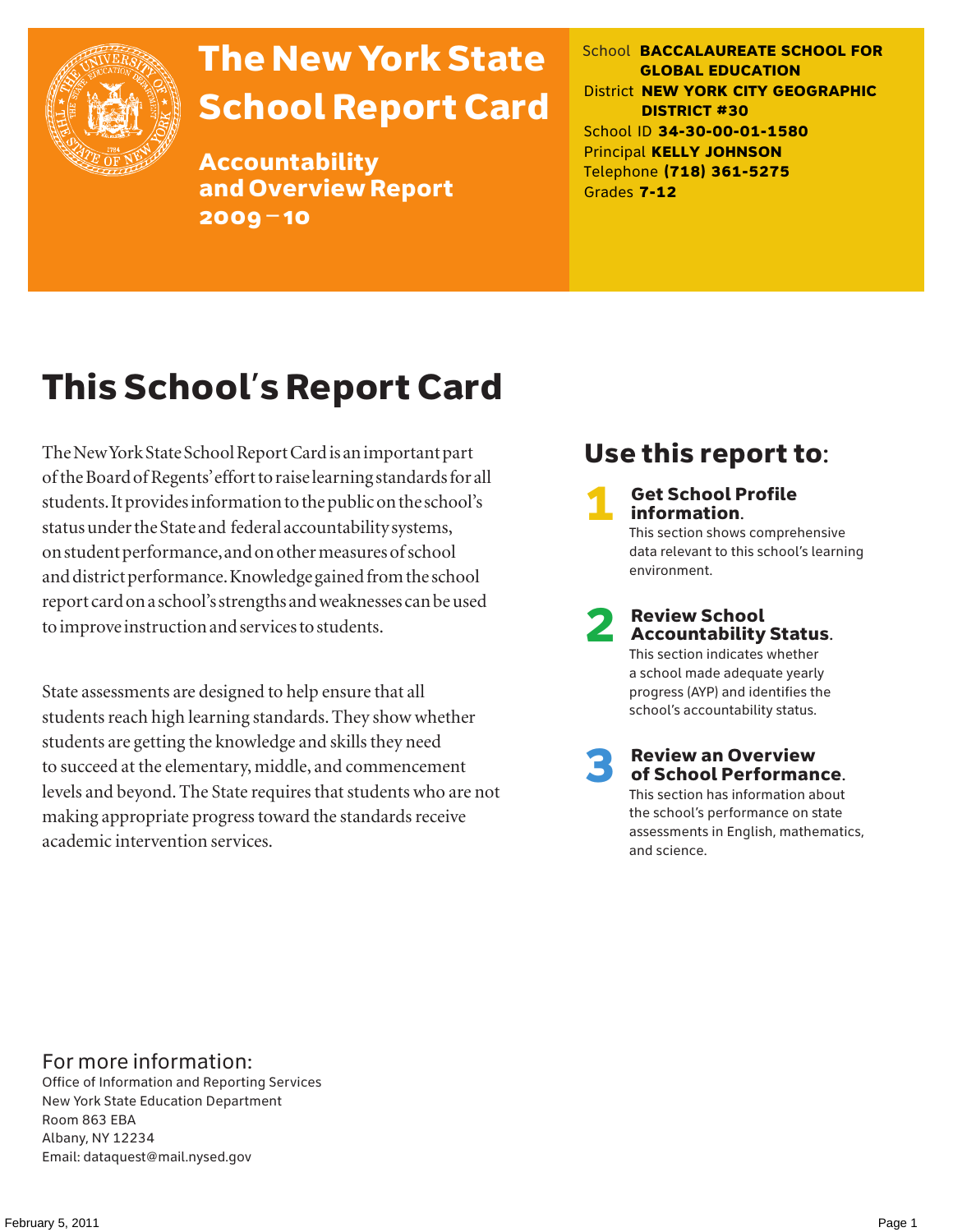# The New York State School Report Card

## Accountability and Overview Report 2009–10

School **BACCALAUREATE SCHOOL FOR GLOBAL EDUCATION**
District **NEW YORK CITY GEOGRAPHIC DISTRICT #30**
School ID **34-30-00-01-1580**
Principal **KELLY JOHNSON**
Telephone **(718) 361-5275**
Grades **7-12**

# This School's Report Card

The New York State School Report Card is an important part of the Board of Regents' effort to raise learning standards for all students. It provides information to the public on the school's status under the State and federal accountability systems, on student performance, and on other measures of school and district performance. Knowledge gained from the school report card on a school's strengths and weaknesses can be used to improve instruction and services to students.

State assessments are designed to help ensure that all students reach high learning standards. They show whether students are getting the knowledge and skills they need to succeed at the elementary, middle, and commencement levels and beyond. The State requires that students who are not making appropriate progress toward the standards receive academic intervention services.

## Use this report to:

1. **Get School Profile information.** This section shows comprehensive data relevant to this school's learning environment.

2. **Review School Accountability Status.** This section indicates whether a school made adequate yearly progress (AYP) and identifies the school's accountability status.

3. **Review an Overview of School Performance.** This section has information about the school's performance on state assessments in English, mathematics, and science.

For more information:
Office of Information and Reporting Services
New York State Education Department
Room 863 EBA
Albany, NY 12234
Email: dataquest@mail.nysed.gov

February 5, 2011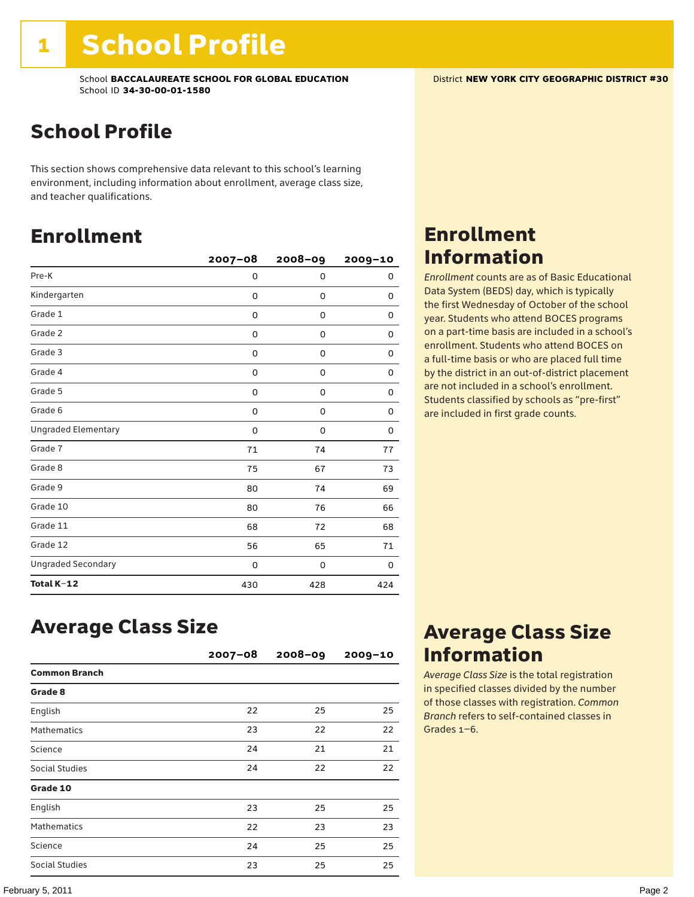# 1 School Profile

School **BACCALAUREATE SCHOOL FOR GLOBAL EDUCATION**
School ID **34-30-00-01-1580**

District **NEW YORK CITY GEOGRAPHIC DISTRICT #30**

## School Profile

This section shows comprehensive data relevant to this school's learning environment, including information about enrollment, average class size, and teacher qualifications.

## Enrollment

| | 2007–08 | 2008–09 | 2009–10 |
|---|---|---|---|
| Pre-K | 0 | 0 | 0 |
| Kindergarten | 0 | 0 | 0 |
| Grade 1 | 0 | 0 | 0 |
| Grade 2 | 0 | 0 | 0 |
| Grade 3 | 0 | 0 | 0 |
| Grade 4 | 0 | 0 | 0 |
| Grade 5 | 0 | 0 | 0 |
| Grade 6 | 0 | 0 | 0 |
| Ungraded Elementary | 0 | 0 | 0 |
| Grade 7 | 71 | 74 | 77 |
| Grade 8 | 75 | 67 | 73 |
| Grade 9 | 80 | 74 | 69 |
| Grade 10 | 80 | 76 | 66 |
| Grade 11 | 68 | 72 | 68 |
| Grade 12 | 56 | 65 | 71 |
| Ungraded Secondary | 0 | 0 | 0 |
| **Total K–12** | 430 | 428 | 424 |

## Enrollment Information

*Enrollment* counts are as of Basic Educational Data System (BEDS) day, which is typically the first Wednesday of October of the school year. Students who attend BOCES programs on a part-time basis are included in a school's enrollment. Students who attend BOCES on a full-time basis or who are placed full time by the district in an out-of-district placement are not included in a school's enrollment. Students classified by schools as "pre-first" are included in first grade counts.

## Average Class Size

| | 2007–08 | 2008–09 | 2009–10 |
|---|---|---|---|
| **Common Branch** | | | |
| **Grade 8** | | | |
| English | 22 | 25 | 25 |
| Mathematics | 23 | 22 | 22 |
| Science | 24 | 21 | 21 |
| Social Studies | 24 | 22 | 22 |
| **Grade 10** | | | |
| English | 23 | 25 | 25 |
| Mathematics | 22 | 23 | 23 |
| Science | 24 | 25 | 25 |
| Social Studies | 23 | 25 | 25 |

## Average Class Size Information

*Average Class Size* is the total registration in specified classes divided by the number of those classes with registration. *Common Branch* refers to self-contained classes in Grades 1–6.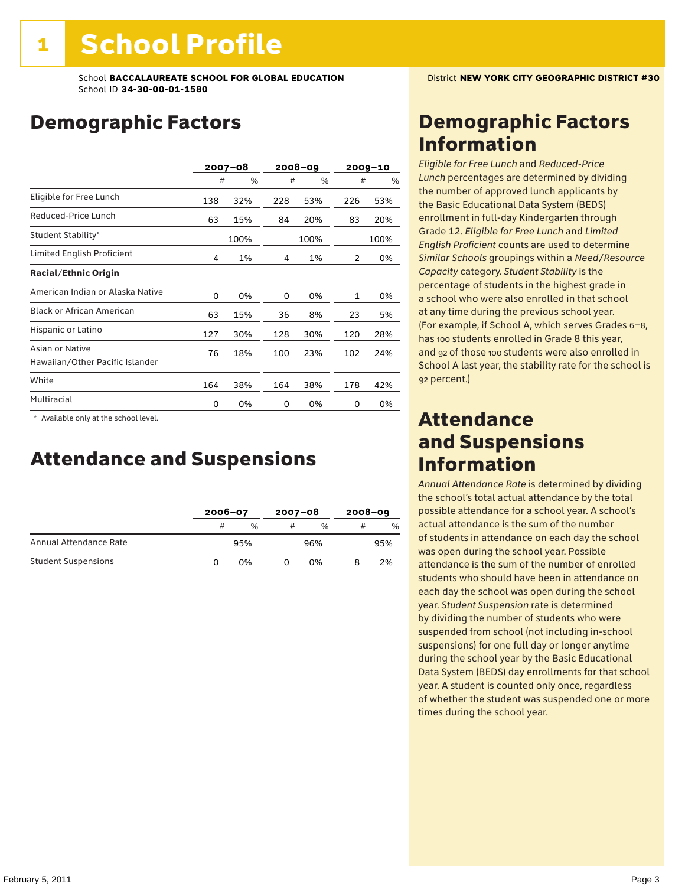# 1 School Profile

School **BACCALAUREATE SCHOOL FOR GLOBAL EDUCATION**
School ID **34-30-00-01-1580**

District **NEW YORK CITY GEOGRAPHIC DISTRICT #30**

## Demographic Factors

| | 2007–08 | | 2008–09 | | 2009–10 | |
|---|---|---|---|---|---|---|
| | # | % | # | % | # | % |
| Eligible for Free Lunch | 138 | 32% | 228 | 53% | 226 | 53% |
| Reduced-Price Lunch | 63 | 15% | 84 | 20% | 83 | 20% |
| Student Stability* | | 100% | | 100% | | 100% |
| Limited English Proficient | 4 | 1% | 4 | 1% | 2 | 0% |
| **Racial/Ethnic Origin** | | | | | | |
| American Indian or Alaska Native | 0 | 0% | 0 | 0% | 1 | 0% |
| Black or African American | 63 | 15% | 36 | 8% | 23 | 5% |
| Hispanic or Latino | 127 | 30% | 128 | 30% | 120 | 28% |
| Asian or Native Hawaiian/Other Pacific Islander | 76 | 18% | 100 | 23% | 102 | 24% |
| White | 164 | 38% | 164 | 38% | 178 | 42% |
| Multiracial | 0 | 0% | 0 | 0% | 0 | 0% |

* Available only at the school level.

## Attendance and Suspensions

| | 2006–07 | | 2007–08 | | 2008–09 | |
|---|---|---|---|---|---|---|
| | # | % | # | % | # | % |
| Annual Attendance Rate | | 95% | | 96% | | 95% |
| Student Suspensions | 0 | 0% | 0 | 0% | 8 | 2% |

## Demographic Factors Information

*Eligible for Free Lunch* and *Reduced-Price Lunch* percentages are determined by dividing the number of approved lunch applicants by the Basic Educational Data System (BEDS) enrollment in full-day Kindergarten through Grade 12. *Eligible for Free Lunch* and *Limited English Proficient* counts are used to determine *Similar Schools* groupings within a *Need/Resource Capacity* category. *Student Stability* is the percentage of students in the highest grade in a school who were also enrolled in that school at any time during the previous school year. (For example, if School A, which serves Grades 6–8, has 100 students enrolled in Grade 8 this year, and 92 of those 100 students were also enrolled in School A last year, the stability rate for the school is 92 percent.)

## Attendance and Suspensions Information

*Annual Attendance Rate* is determined by dividing the school's total actual attendance by the total possible attendance for a school year. A school's actual attendance is the sum of the number of students in attendance on each day the school was open during the school year. Possible attendance is the sum of the number of enrolled students who should have been in attendance on each day the school was open during the school year. *Student Suspension* rate is determined by dividing the number of students who were suspended from school (not including in-school suspensions) for one full day or longer anytime during the school year by the Basic Educational Data System (BEDS) day enrollments for that school year. A student is counted only once, regardless of whether the student was suspended one or more times during the school year.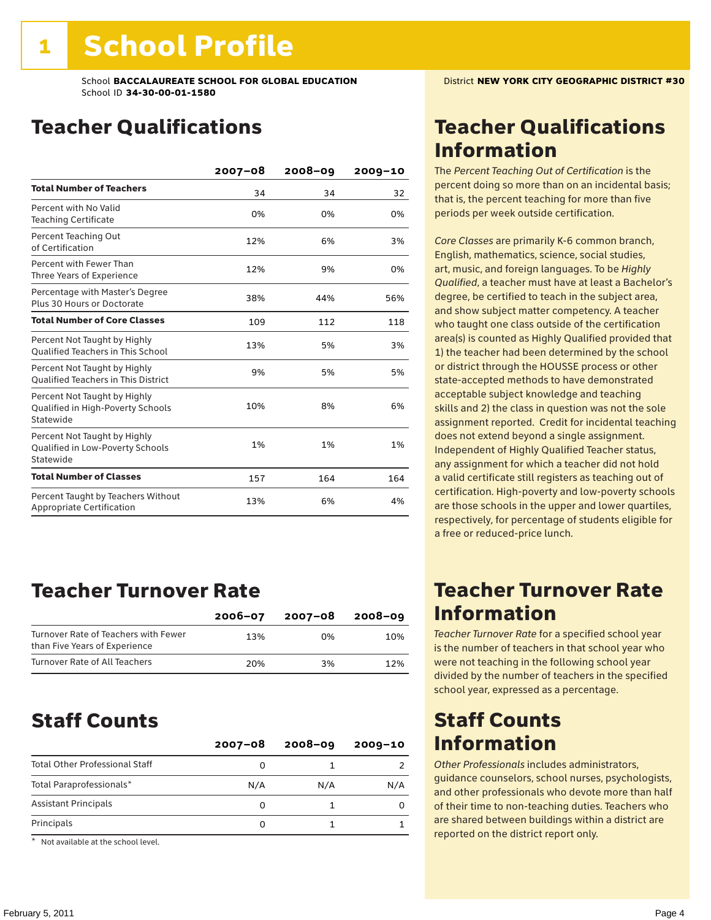# 1 School Profile

School **BACCALAUREATE SCHOOL FOR GLOBAL EDUCATION**
School ID **34-30-00-01-1580**

District **NEW YORK CITY GEOGRAPHIC DISTRICT #30**

## Teacher Qualifications

| | 2007–08 | 2008–09 | 2009–10 |
|---|---|---|---|
| **Total Number of Teachers** | 34 | 34 | 32 |
| Percent with No Valid Teaching Certificate | 0% | 0% | 0% |
| Percent Teaching Out of Certification | 12% | 6% | 3% |
| Percent with Fewer Than Three Years of Experience | 12% | 9% | 0% |
| Percentage with Master's Degree Plus 30 Hours or Doctorate | 38% | 44% | 56% |
| **Total Number of Core Classes** | 109 | 112 | 118 |
| Percent Not Taught by Highly Qualified Teachers in This School | 13% | 5% | 3% |
| Percent Not Taught by Highly Qualified Teachers in This District | 9% | 5% | 5% |
| Percent Not Taught by Highly Qualified in High-Poverty Schools Statewide | 10% | 8% | 6% |
| Percent Not Taught by Highly Qualified in Low-Poverty Schools Statewide | 1% | 1% | 1% |
| **Total Number of Classes** | 157 | 164 | 164 |
| Percent Taught by Teachers Without Appropriate Certification | 13% | 6% | 4% |

## Teacher Qualifications Information

The *Percent Teaching Out of Certification* is the percent doing so more than on an incidental basis; that is, the percent teaching for more than five periods per week outside certification.

*Core Classes* are primarily K-6 common branch, English, mathematics, science, social studies, art, music, and foreign languages. To be *Highly Qualified*, a teacher must have at least a Bachelor's degree, be certified to teach in the subject area, and show subject matter competency. A teacher who taught one class outside of the certification area(s) is counted as Highly Qualified provided that 1) the teacher had been determined by the school or district through the HOUSSE process or other state-accepted methods to have demonstrated acceptable subject knowledge and teaching skills and 2) the class in question was not the sole assignment reported. Credit for incidental teaching does not extend beyond a single assignment. Independent of Highly Qualified Teacher status, any assignment for which a teacher did not hold a valid certificate still registers as teaching out of certification. High-poverty and low-poverty schools are those schools in the upper and lower quartiles, respectively, for percentage of students eligible for a free or reduced-price lunch.

## Teacher Turnover Rate

| | 2006–07 | 2007–08 | 2008–09 |
|---|---|---|---|
| Turnover Rate of Teachers with Fewer than Five Years of Experience | 13% | 0% | 10% |
| Turnover Rate of All Teachers | 20% | 3% | 12% |

## Teacher Turnover Rate Information

*Teacher Turnover Rate* for a specified school year is the number of teachers in that school year who were not teaching in the following school year divided by the number of teachers in the specified school year, expressed as a percentage.

## Staff Counts

| | 2007–08 | 2008–09 | 2009–10 |
|---|---|---|---|
| Total Other Professional Staff | 0 | 1 | 2 |
| Total Paraprofessionals* | N/A | N/A | N/A |
| Assistant Principals | 0 | 1 | 0 |
| Principals | 0 | 1 | 1 |

\* Not available at the school level.

## Staff Counts Information

*Other Professionals* includes administrators, guidance counselors, school nurses, psychologists, and other professionals who devote more than half of their time to non-teaching duties. Teachers who are shared between buildings within a district are reported on the district report only.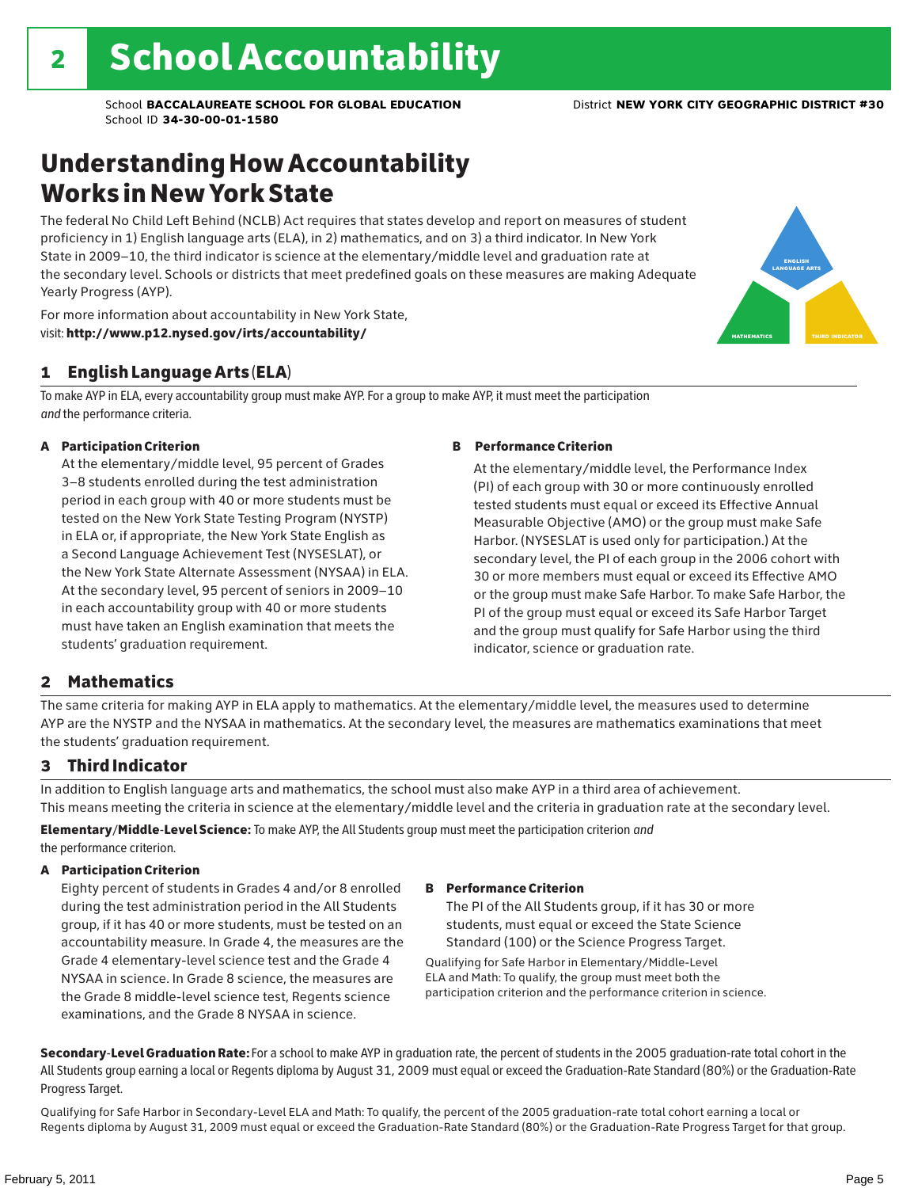# 2 School Accountability

School **BACCALAUREATE SCHOOL FOR GLOBAL EDUCATION**
School ID **34-30-00-01-1580**

District **NEW YORK CITY GEOGRAPHIC DISTRICT #30**

## Understanding How Accountability Works in New York State

The federal No Child Left Behind (NCLB) Act requires that states develop and report on measures of student proficiency in 1) English language arts (ELA), in 2) mathematics, and on 3) a third indicator. In New York State in 2009–10, the third indicator is science at the elementary/middle level and graduation rate at the secondary level. Schools or districts that meet predefined goals on these measures are making Adequate Yearly Progress (AYP).

For more information about accountability in New York State, visit: **http://www.p12.nysed.gov/irts/accountability/**

ENGLISH LANGUAGE ARTS

MATHEMATICS

THIRD INDICATOR

### 1 English Language Arts (ELA)

To make AYP in ELA, every accountability group must make AYP. For a group to make AYP, it must meet the participation *and* the performance criteria.

**A Participation Criterion**

At the elementary/middle level, 95 percent of Grades 3–8 students enrolled during the test administration period in each group with 40 or more students must be tested on the New York State Testing Program (NYSTP) in ELA or, if appropriate, the New York State English as a Second Language Achievement Test (NYSESLAT), or the New York State Alternate Assessment (NYSAA) in ELA. At the secondary level, 95 percent of seniors in 2009–10 in each accountability group with 40 or more students must have taken an English examination that meets the students' graduation requirement.

**B Performance Criterion**

At the elementary/middle level, the Performance Index (PI) of each group with 30 or more continuously enrolled tested students must equal or exceed its Effective Annual Measurable Objective (AMO) or the group must make Safe Harbor. (NYSESLAT is used only for participation.) At the secondary level, the PI of each group in the 2006 cohort with 30 or more members must equal or exceed its Effective AMO or the group must make Safe Harbor. To make Safe Harbor, the PI of the group must equal or exceed its Safe Harbor Target and the group must qualify for Safe Harbor using the third indicator, science or graduation rate.

### 2 Mathematics

The same criteria for making AYP in ELA apply to mathematics. At the elementary/middle level, the measures used to determine AYP are the NYSTP and the NYSAA in mathematics. At the secondary level, the measures are mathematics examinations that meet the students' graduation requirement.

### 3 Third Indicator

In addition to English language arts and mathematics, the school must also make AYP in a third area of achievement. This means meeting the criteria in science at the elementary/middle level and the criteria in graduation rate at the secondary level.

**Elementary/Middle-Level Science:** To make AYP, the All Students group must meet the participation criterion *and* the performance criterion.

**A Participation Criterion**

Eighty percent of students in Grades 4 and/or 8 enrolled during the test administration period in the All Students group, if it has 40 or more students, must be tested on an accountability measure. In Grade 4, the measures are the Grade 4 elementary-level science test and the Grade 4 NYSAA in science. In Grade 8 science, the measures are the Grade 8 middle-level science test, Regents science examinations, and the Grade 8 NYSAA in science.

**B Performance Criterion**

The PI of the All Students group, if it has 30 or more students, must equal or exceed the State Science Standard (100) or the Science Progress Target.

Qualifying for Safe Harbor in Elementary/Middle-Level ELA and Math: To qualify, the group must meet both the participation criterion and the performance criterion in science.

**Secondary-Level Graduation Rate:** For a school to make AYP in graduation rate, the percent of students in the 2005 graduation-rate total cohort in the All Students group earning a local or Regents diploma by August 31, 2009 must equal or exceed the Graduation-Rate Standard (80%) or the Graduation-Rate Progress Target.

Qualifying for Safe Harbor in Secondary-Level ELA and Math: To qualify, the percent of the 2005 graduation-rate total cohort earning a local or Regents diploma by August 31, 2009 must equal or exceed the Graduation-Rate Standard (80%) or the Graduation-Rate Progress Target for that group.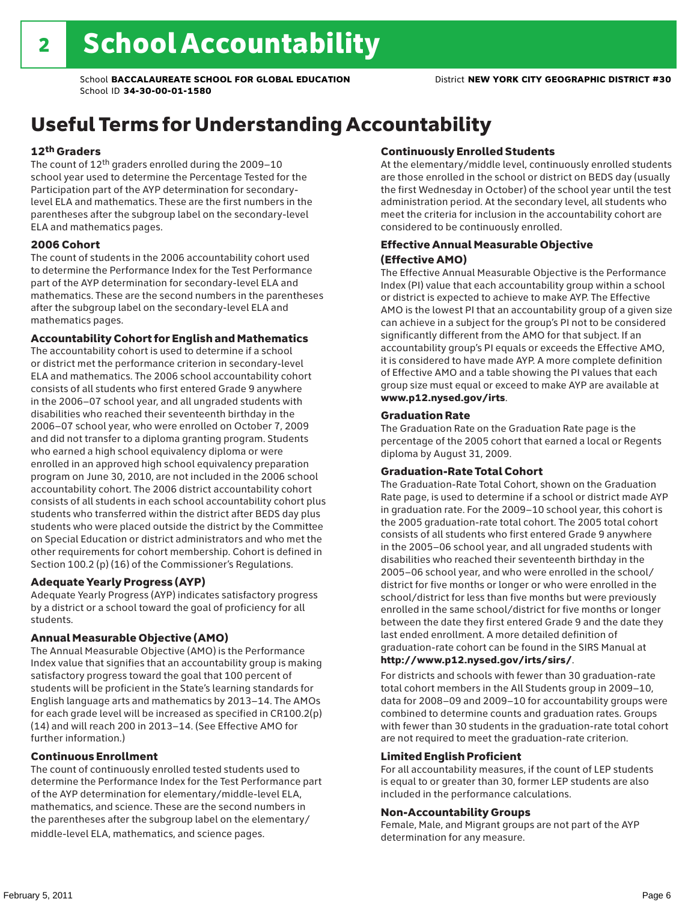# 2 School Accountability

School **BACCALAUREATE SCHOOL FOR GLOBAL EDUCATION**
School ID **34-30-00-01-1580**

District **NEW YORK CITY GEOGRAPHIC DISTRICT #30**

## Useful Terms for Understanding Accountability

### 12th Graders

The count of 12th graders enrolled during the 2009–10 school year used to determine the Percentage Tested for the Participation part of the AYP determination for secondary-level ELA and mathematics. These are the first numbers in the parentheses after the subgroup label on the secondary-level ELA and mathematics pages.

### 2006 Cohort

The count of students in the 2006 accountability cohort used to determine the Performance Index for the Test Performance part of the AYP determination for secondary-level ELA and mathematics. These are the second numbers in the parentheses after the subgroup label on the secondary-level ELA and mathematics pages.

### Accountability Cohort for English and Mathematics

The accountability cohort is used to determine if a school or district met the performance criterion in secondary-level ELA and mathematics. The 2006 school accountability cohort consists of all students who first entered Grade 9 anywhere in the 2006–07 school year, and all ungraded students with disabilities who reached their seventeenth birthday in the 2006–07 school year, who were enrolled on October 7, 2009 and did not transfer to a diploma granting program. Students who earned a high school equivalency diploma or were enrolled in an approved high school equivalency preparation program on June 30, 2010, are not included in the 2006 school accountability cohort. The 2006 district accountability cohort consists of all students in each school accountability cohort plus students who transferred within the district after BEDS day plus students who were placed outside the district by the Committee on Special Education or district administrators and who met the other requirements for cohort membership. Cohort is defined in Section 100.2 (p) (16) of the Commissioner's Regulations.

### Adequate Yearly Progress (AYP)

Adequate Yearly Progress (AYP) indicates satisfactory progress by a district or a school toward the goal of proficiency for all students.

### Annual Measurable Objective (AMO)

The Annual Measurable Objective (AMO) is the Performance Index value that signifies that an accountability group is making satisfactory progress toward the goal that 100 percent of students will be proficient in the State's learning standards for English language arts and mathematics by 2013–14. The AMOs for each grade level will be increased as specified in CR100.2(p)(14) and will reach 200 in 2013–14. (See Effective AMO for further information.)

### Continuous Enrollment

The count of continuously enrolled tested students used to determine the Performance Index for the Test Performance part of the AYP determination for elementary/middle-level ELA, mathematics, and science. These are the second numbers in the parentheses after the subgroup label on the elementary/middle-level ELA, mathematics, and science pages.

### Continuously Enrolled Students

At the elementary/middle level, continuously enrolled students are those enrolled in the school or district on BEDS day (usually the first Wednesday in October) of the school year until the test administration period. At the secondary level, all students who meet the criteria for inclusion in the accountability cohort are considered to be continuously enrolled.

### Effective Annual Measurable Objective (Effective AMO)

The Effective Annual Measurable Objective is the Performance Index (PI) value that each accountability group within a school or district is expected to achieve to make AYP. The Effective AMO is the lowest PI that an accountability group of a given size can achieve in a subject for the group's PI not to be considered significantly different from the AMO for that subject. If an accountability group's PI equals or exceeds the Effective AMO, it is considered to have made AYP. A more complete definition of Effective AMO and a table showing the PI values that each group size must equal or exceed to make AYP are available at **www.p12.nysed.gov/irts**.

### Graduation Rate

The Graduation Rate on the Graduation Rate page is the percentage of the 2005 cohort that earned a local or Regents diploma by August 31, 2009.

### Graduation-Rate Total Cohort

The Graduation-Rate Total Cohort, shown on the Graduation Rate page, is used to determine if a school or district made AYP in graduation rate. For the 2009–10 school year, this cohort is the 2005 graduation-rate total cohort. The 2005 total cohort consists of all students who first entered Grade 9 anywhere in the 2005–06 school year, and all ungraded students with disabilities who reached their seventeenth birthday in the 2005–06 school year, and who were enrolled in the school/district for five months or longer or who were enrolled in the school/district for less than five months but were previously enrolled in the same school/district for five months or longer between the date they first entered Grade 9 and the date they last ended enrollment. A more detailed definition of graduation-rate cohort can be found in the SIRS Manual at **http://www.p12.nysed.gov/irts/sirs/**.

For districts and schools with fewer than 30 graduation-rate total cohort members in the All Students group in 2009–10, data for 2008–09 and 2009–10 for accountability groups were combined to determine counts and graduation rates. Groups with fewer than 30 students in the graduation-rate total cohort are not required to meet the graduation-rate criterion.

### Limited English Proficient

For all accountability measures, if the count of LEP students is equal to or greater than 30, former LEP students are also included in the performance calculations.

### Non-Accountability Groups

Female, Male, and Migrant groups are not part of the AYP determination for any measure.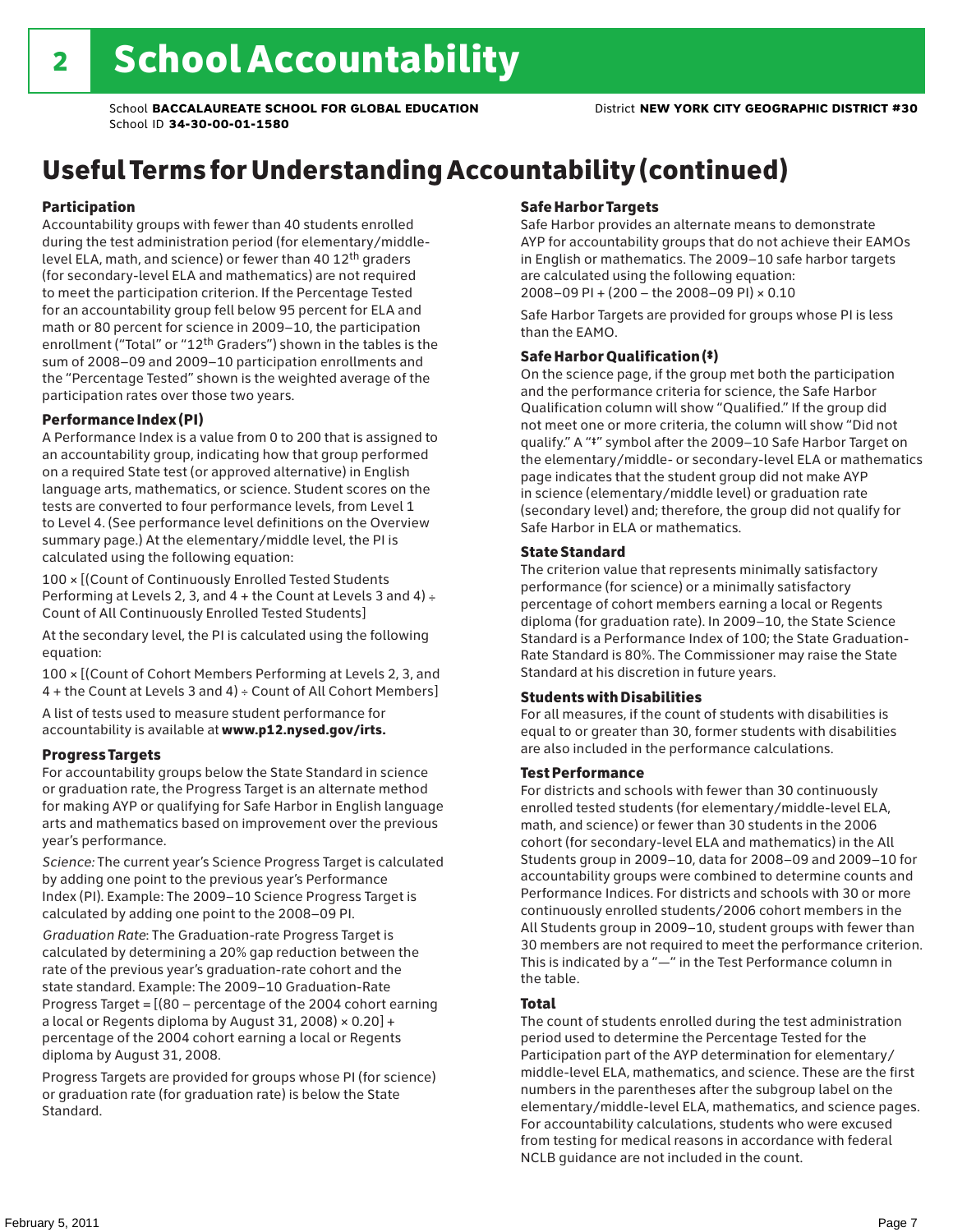# 2 School Accountability

School **BACCALAUREATE SCHOOL FOR GLOBAL EDUCATION** District **NEW YORK CITY GEOGRAPHIC DISTRICT #30**
School ID **34-30-00-01-1580**

## Useful Terms for Understanding Accountability (continued)

### Participation

Accountability groups with fewer than 40 students enrolled during the test administration period (for elementary/middle-level ELA, math, and science) or fewer than 40 12th graders (for secondary-level ELA and mathematics) are not required to meet the participation criterion. If the Percentage Tested for an accountability group fell below 95 percent for ELA and math or 80 percent for science in 2009–10, the participation enrollment ("Total" or "12th Graders") shown in the tables is the sum of 2008–09 and 2009–10 participation enrollments and the "Percentage Tested" shown is the weighted average of the participation rates over those two years.

### Performance Index (PI)

A Performance Index is a value from 0 to 200 that is assigned to an accountability group, indicating how that group performed on a required State test (or approved alternative) in English language arts, mathematics, or science. Student scores on the tests are converted to four performance levels, from Level 1 to Level 4. (See performance level definitions on the Overview summary page.) At the elementary/middle level, the PI is calculated using the following equation:

100 × [(Count of Continuously Enrolled Tested Students Performing at Levels 2, 3, and 4 + the Count at Levels 3 and 4) ÷ Count of All Continuously Enrolled Tested Students]

At the secondary level, the PI is calculated using the following equation:

100 × [(Count of Cohort Members Performing at Levels 2, 3, and 4 + the Count at Levels 3 and 4) ÷ Count of All Cohort Members]

A list of tests used to measure student performance for accountability is available at **www.p12.nysed.gov/irts.**

### Progress Targets

For accountability groups below the State Standard in science or graduation rate, the Progress Target is an alternate method for making AYP or qualifying for Safe Harbor in English language arts and mathematics based on improvement over the previous year's performance.

*Science:* The current year's Science Progress Target is calculated by adding one point to the previous year's Performance Index (PI). Example: The 2009–10 Science Progress Target is calculated by adding one point to the 2008–09 PI.

*Graduation Rate*: The Graduation-rate Progress Target is calculated by determining a 20% gap reduction between the rate of the previous year's graduation-rate cohort and the state standard. Example: The 2009–10 Graduation-Rate Progress Target = [(80 – percentage of the 2004 cohort earning a local or Regents diploma by August 31, 2008) × 0.20] + percentage of the 2004 cohort earning a local or Regents diploma by August 31, 2008.

Progress Targets are provided for groups whose PI (for science) or graduation rate (for graduation rate) is below the State Standard.

### Safe Harbor Targets

Safe Harbor provides an alternate means to demonstrate AYP for accountability groups that do not achieve their EAMOs in English or mathematics. The 2009–10 safe harbor targets are calculated using the following equation:
2008–09 PI + (200 – the 2008–09 PI) × 0.10

Safe Harbor Targets are provided for groups whose PI is less than the EAMO.

### Safe Harbor Qualification (‡)

On the science page, if the group met both the participation and the performance criteria for science, the Safe Harbor Qualification column will show "Qualified." If the group did not meet one or more criteria, the column will show "Did not qualify." A "‡" symbol after the 2009–10 Safe Harbor Target on the elementary/middle- or secondary-level ELA or mathematics page indicates that the student group did not make AYP in science (elementary/middle level) or graduation rate (secondary level) and; therefore, the group did not qualify for Safe Harbor in ELA or mathematics.

### State Standard

The criterion value that represents minimally satisfactory performance (for science) or a minimally satisfactory percentage of cohort members earning a local or Regents diploma (for graduation rate). In 2009–10, the State Science Standard is a Performance Index of 100; the State Graduation-Rate Standard is 80%. The Commissioner may raise the State Standard at his discretion in future years.

### Students with Disabilities

For all measures, if the count of students with disabilities is equal to or greater than 30, former students with disabilities are also included in the performance calculations.

### Test Performance

For districts and schools with fewer than 30 continuously enrolled tested students (for elementary/middle-level ELA, math, and science) or fewer than 30 students in the 2006 cohort (for secondary-level ELA and mathematics) in the All Students group in 2009–10, data for 2008–09 and 2009–10 for accountability groups were combined to determine counts and Performance Indices. For districts and schools with 30 or more continuously enrolled students/2006 cohort members in the All Students group in 2009–10, student groups with fewer than 30 members are not required to meet the performance criterion. This is indicated by a "—" in the Test Performance column in the table.

### Total

The count of students enrolled during the test administration period used to determine the Percentage Tested for the Participation part of the AYP determination for elementary/middle-level ELA, mathematics, and science. These are the first numbers in the parentheses after the subgroup label on the elementary/middle-level ELA, mathematics, and science pages. For accountability calculations, students who were excused from testing for medical reasons in accordance with federal NCLB guidance are not included in the count.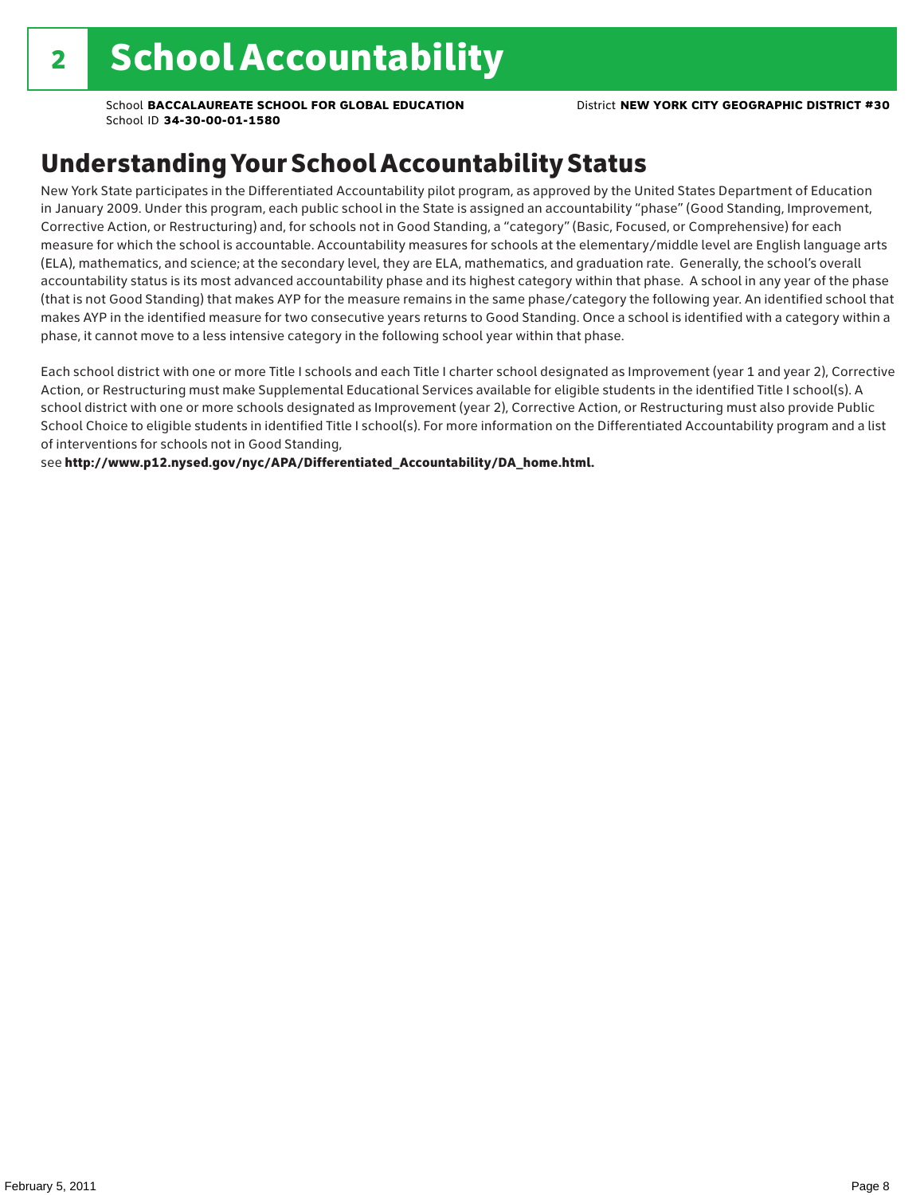# 2 School Accountability

School **BACCALAUREATE SCHOOL FOR GLOBAL EDUCATION** District **NEW YORK CITY GEOGRAPHIC DISTRICT #30**
School ID **34-30-00-01-1580**

## Understanding Your School Accountability Status

New York State participates in the Differentiated Accountability pilot program, as approved by the United States Department of Education in January 2009. Under this program, each public school in the State is assigned an accountability "phase" (Good Standing, Improvement, Corrective Action, or Restructuring) and, for schools not in Good Standing, a "category" (Basic, Focused, or Comprehensive) for each measure for which the school is accountable. Accountability measures for schools at the elementary/middle level are English language arts (ELA), mathematics, and science; at the secondary level, they are ELA, mathematics, and graduation rate. Generally, the school's overall accountability status is its most advanced accountability phase and its highest category within that phase. A school in any year of the phase (that is not Good Standing) that makes AYP for the measure remains in the same phase/category the following year. An identified school that makes AYP in the identified measure for two consecutive years returns to Good Standing. Once a school is identified with a category within a phase, it cannot move to a less intensive category in the following school year within that phase.

Each school district with one or more Title I schools and each Title I charter school designated as Improvement (year 1 and year 2), Corrective Action, or Restructuring must make Supplemental Educational Services available for eligible students in the identified Title I school(s). A school district with one or more schools designated as Improvement (year 2), Corrective Action, or Restructuring must also provide Public School Choice to eligible students in identified Title I school(s). For more information on the Differentiated Accountability program and a list of interventions for schools not in Good Standing,
see **http://www.p12.nysed.gov/nyc/APA/Differentiated_Accountability/DA_home.html.**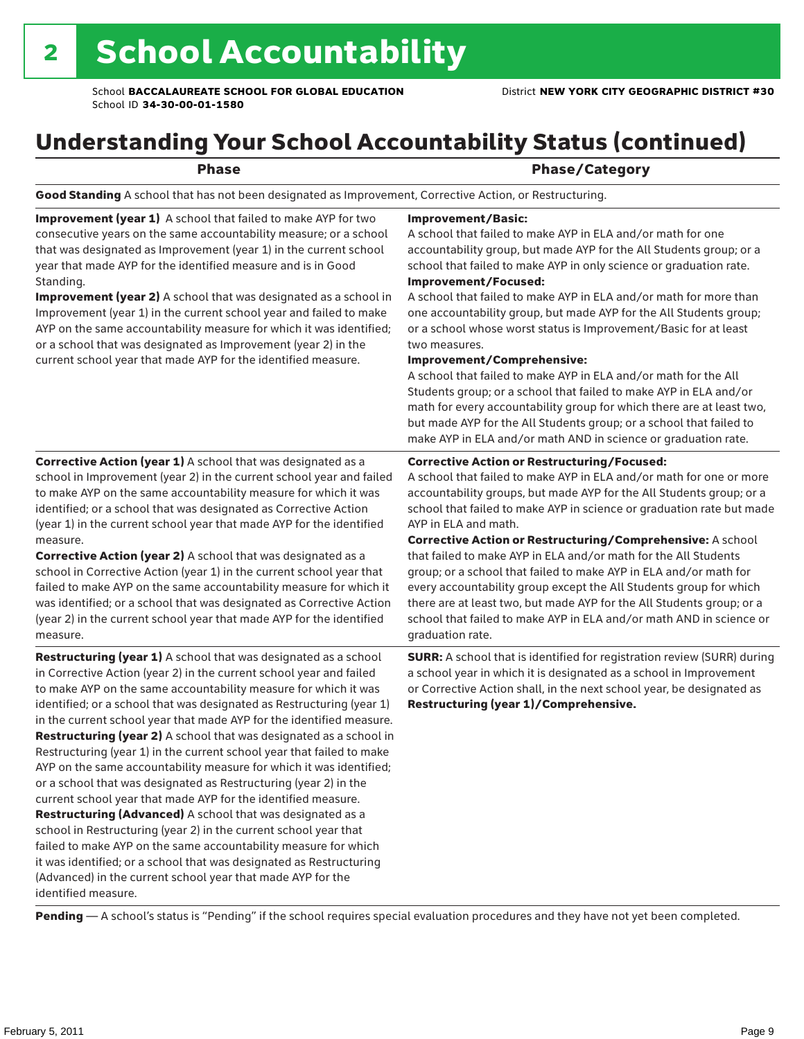# 2 School Accountability

School **BACCALAUREATE SCHOOL FOR GLOBAL EDUCATION**
School ID **34-30-00-01-1580**
District **NEW YORK CITY GEOGRAPHIC DISTRICT #30**

## Understanding Your School Accountability Status (continued)

| Phase | Phase/Category |
|---|---|
| **Good Standing** A school that has not been designated as Improvement, Corrective Action, or Restructuring. | |
| **Improvement (year 1)** A school that failed to make AYP for two consecutive years on the same accountability measure; or a school that was designated as Improvement (year 1) in the current school year that made AYP for the identified measure and is in Good Standing.<br>**Improvement (year 2)** A school that was designated as a school in Improvement (year 1) in the current school year and failed to make AYP on the same accountability measure for which it was identified; or a school that was designated as Improvement (year 2) in the current school year that made AYP for the identified measure. | **Improvement/Basic:**<br>A school that failed to make AYP in ELA and/or math for one accountability group, but made AYP for the All Students group; or a school that failed to make AYP in only science or graduation rate.<br>**Improvement/Focused:**<br>A school that failed to make AYP in ELA and/or math for more than one accountability group, but made AYP for the All Students group; or a school whose worst status is Improvement/Basic for at least two measures.<br>**Improvement/Comprehensive:**<br>A school that failed to make AYP in ELA and/or math for the All Students group; or a school that failed to make AYP in ELA and/or math for every accountability group for which there are at least two, but made AYP for the All Students group; or a school that failed to make AYP in ELA and/or math AND in science or graduation rate. |
| **Corrective Action (year 1)** A school that was designated as a school in Improvement (year 2) in the current school year and failed to make AYP on the same accountability measure for which it was identified; or a school that was designated as Corrective Action (year 1) in the current school year that made AYP for the identified measure.<br>**Corrective Action (year 2)** A school that was designated as a school in Corrective Action (year 1) in the current school year that failed to make AYP on the same accountability measure for which it was identified; or a school that was designated as Corrective Action (year 2) in the current school year that made AYP for the identified measure. | **Corrective Action or Restructuring/Focused:**<br>A school that failed to make AYP in ELA and/or math for one or more accountability groups, but made AYP for the All Students group; or a school that failed to make AYP in science or graduation rate but made AYP in ELA and math.<br>**Corrective Action or Restructuring/Comprehensive:** A school that failed to make AYP in ELA and/or math for the All Students group; or a school that failed to make AYP in ELA and/or math for every accountability group except the All Students group for which there are at least two, but made AYP for the All Students group; or a school that failed to make AYP in ELA and/or math AND in science or graduation rate. |
| **Restructuring (year 1)** A school that was designated as a school in Corrective Action (year 2) in the current school year and failed to make AYP on the same accountability measure for which it was identified; or a school that was designated as Restructuring (year 1) in the current school year that made AYP for the identified measure.<br>**Restructuring (year 2)** A school that was designated as a school in Restructuring (year 1) in the current school year that failed to make AYP on the same accountability measure for which it was identified; or a school that was designated as Restructuring (year 2) in the current school year that made AYP for the identified measure.<br>**Restructuring (Advanced)** A school that was designated as a school in Restructuring (year 2) in the current school year that failed to make AYP on the same accountability measure for which it was identified; or a school that was designated as Restructuring (Advanced) in the current school year that made AYP for the identified measure. | **SURR:** A school that is identified for registration review (SURR) during a school year in which it is designated as a school in Improvement or Corrective Action shall, in the next school year, be designated as **Restructuring (year 1)/Comprehensive.** |

**Pending** — A school's status is "Pending" if the school requires special evaluation procedures and they have not yet been completed.

February 5, 2011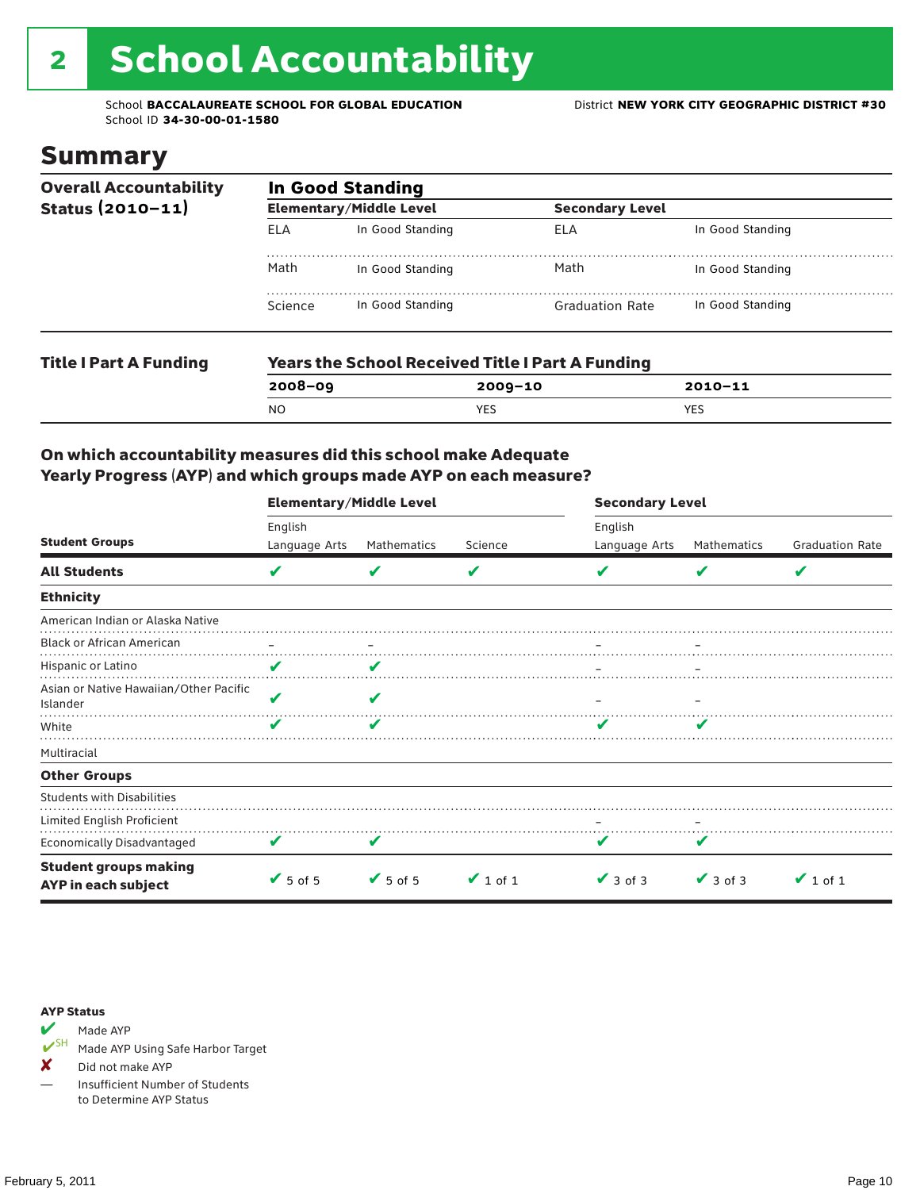# 2 School Accountability

School **BACCALAUREATE SCHOOL FOR GLOBAL EDUCATION**
School ID **34-30-00-01-1580**
District **NEW YORK CITY GEOGRAPHIC DISTRICT #30**

## Summary

**Overall Accountability Status (2010–11)**

**In Good Standing**

| Elementary/Middle Level | | Secondary Level | |
|---|---|---|---|
| ELA | In Good Standing | ELA | In Good Standing |
| Math | In Good Standing | Math | In Good Standing |
| Science | In Good Standing | Graduation Rate | In Good Standing |

**Title I Part A Funding**

**Years the School Received Title I Part A Funding**

| 2008–09 | 2009–10 | 2010–11 |
|---|---|---|
| NO | YES | YES |

### On which accountability measures did this school make Adequate Yearly Progress (AYP) and which groups made AYP on each measure?

| | Elementary/Middle Level | | | Secondary Level | | |
|---|---|---|---|---|---|---|
| Student Groups | English Language Arts | Mathematics | Science | English Language Arts | Mathematics | Graduation Rate |
| **All Students** | ✔ | ✔ | ✔ | ✔ | ✔ | ✔ |
| **Ethnicity** | | | | | | |
| American Indian or Alaska Native | | | | | | |
| Black or African American | – | – | | – | – | |
| Hispanic or Latino | ✔ | ✔ | | – | – | |
| Asian or Native Hawaiian/Other Pacific Islander | ✔ | ✔ | | – | – | |
| White | ✔ | ✔ | | ✔ | ✔ | |
| Multiracial | | | | | | |
| **Other Groups** | | | | | | |
| Students with Disabilities | | | | | | |
| Limited English Proficient | | | | – | – | |
| Economically Disadvantaged | ✔ | ✔ | | ✔ | ✔ | |
| **Student groups making AYP in each subject** | ✔ 5 of 5 | ✔ 5 of 5 | ✔ 1 of 1 | ✔ 3 of 3 | ✔ 3 of 3 | ✔ 1 of 1 |

**AYP Status**

- ✔ Made AYP
- ✔SH Made AYP Using Safe Harbor Target
- ✘ Did not make AYP
- — Insufficient Number of Students to Determine AYP Status

February 5, 2011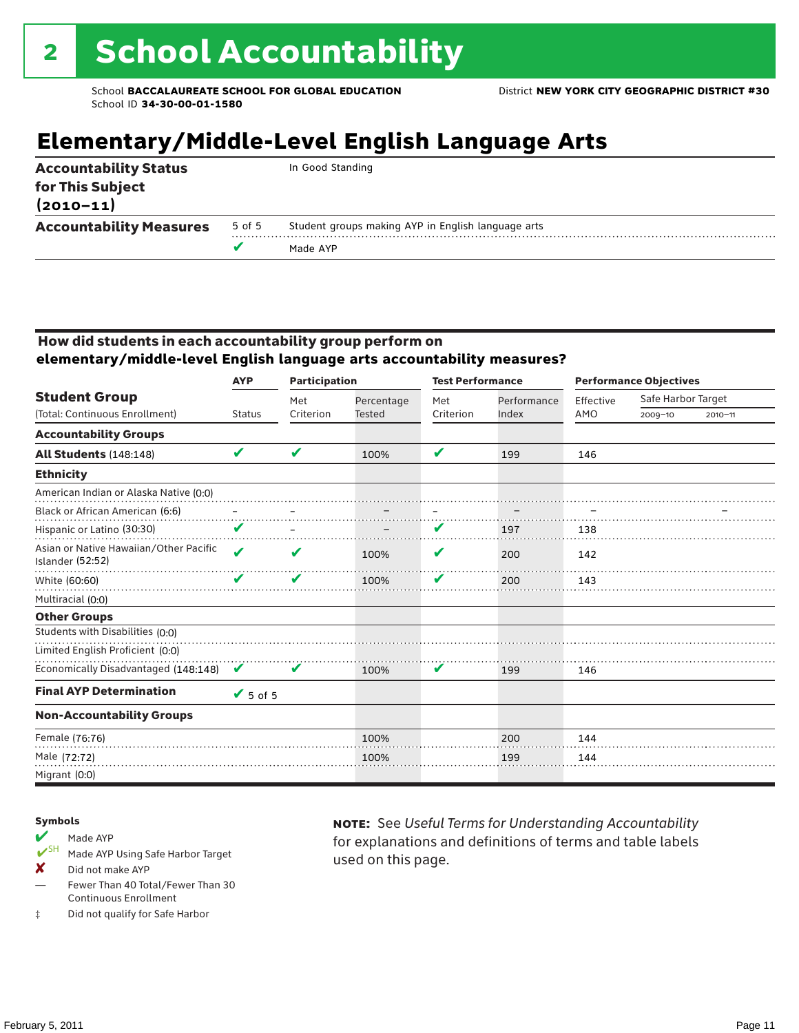# 2 School Accountability

School **BACCALAUREATE SCHOOL FOR GLOBAL EDUCATION**
School ID **34-30-00-01-1580**

District **NEW YORK CITY GEOGRAPHIC DISTRICT #30**

## Elementary/Middle-Level English Language Arts

| | | |
|---|---|---|
| **Accountability Status for This Subject (2010–11)** | | In Good Standing |
| **Accountability Measures** | 5 of 5 | Student groups making AYP in English language arts |
| | ✔ | Made AYP |

### How did students in each accountability group perform on elementary/middle-level English language arts accountability measures?

| Student Group (Total: Continuous Enrollment) | AYP Status | Participation: Met Criterion | Participation: Percentage Tested | Test Performance: Met Criterion | Test Performance: Performance Index | Performance Objectives: Effective AMO | Safe Harbor Target 2009–10 | Safe Harbor Target 2010–11 |
|---|---|---|---|---|---|---|---|---|
| **Accountability Groups** | | | | | | | | |
| **All Students** (148:148) | ✔ | ✔ | 100% | ✔ | 199 | 146 | | |
| **Ethnicity** | | | | | | | | |
| American Indian or Alaska Native (0:0) | | | | | | | | |
| Black or African American (6:6) | – | – | – | – | – | – | | – |
| Hispanic or Latino (30:30) | ✔ | – | – | ✔ | 197 | 138 | | |
| Asian or Native Hawaiian/Other Pacific Islander (52:52) | ✔ | ✔ | 100% | ✔ | 200 | 142 | | |
| White (60:60) | ✔ | ✔ | 100% | ✔ | 200 | 143 | | |
| Multiracial (0:0) | | | | | | | | |
| **Other Groups** | | | | | | | | |
| Students with Disabilities (0:0) | | | | | | | | |
| Limited English Proficient (0:0) | | | | | | | | |
| Economically Disadvantaged (148:148) | ✔ | ✔ | 100% | ✔ | 199 | 146 | | |
| **Final AYP Determination** | ✔ 5 of 5 | | | | | | | |
| **Non-Accountability Groups** | | | | | | | | |
| Female (76:76) | | | 100% | | 200 | 144 | | |
| Male (72:72) | | | 100% | | 199 | 144 | | |
| Migrant (0:0) | | | | | | | | |

**Symbols**

- ✔ Made AYP
- ✔SH Made AYP Using Safe Harbor Target
- ✘ Did not make AYP
- — Fewer Than 40 Total/Fewer Than 30 Continuous Enrollment
- ‡ Did not qualify for Safe Harbor

**NOTE:** See *Useful Terms for Understanding Accountability* for explanations and definitions of terms and table labels used on this page.

February 5, 2011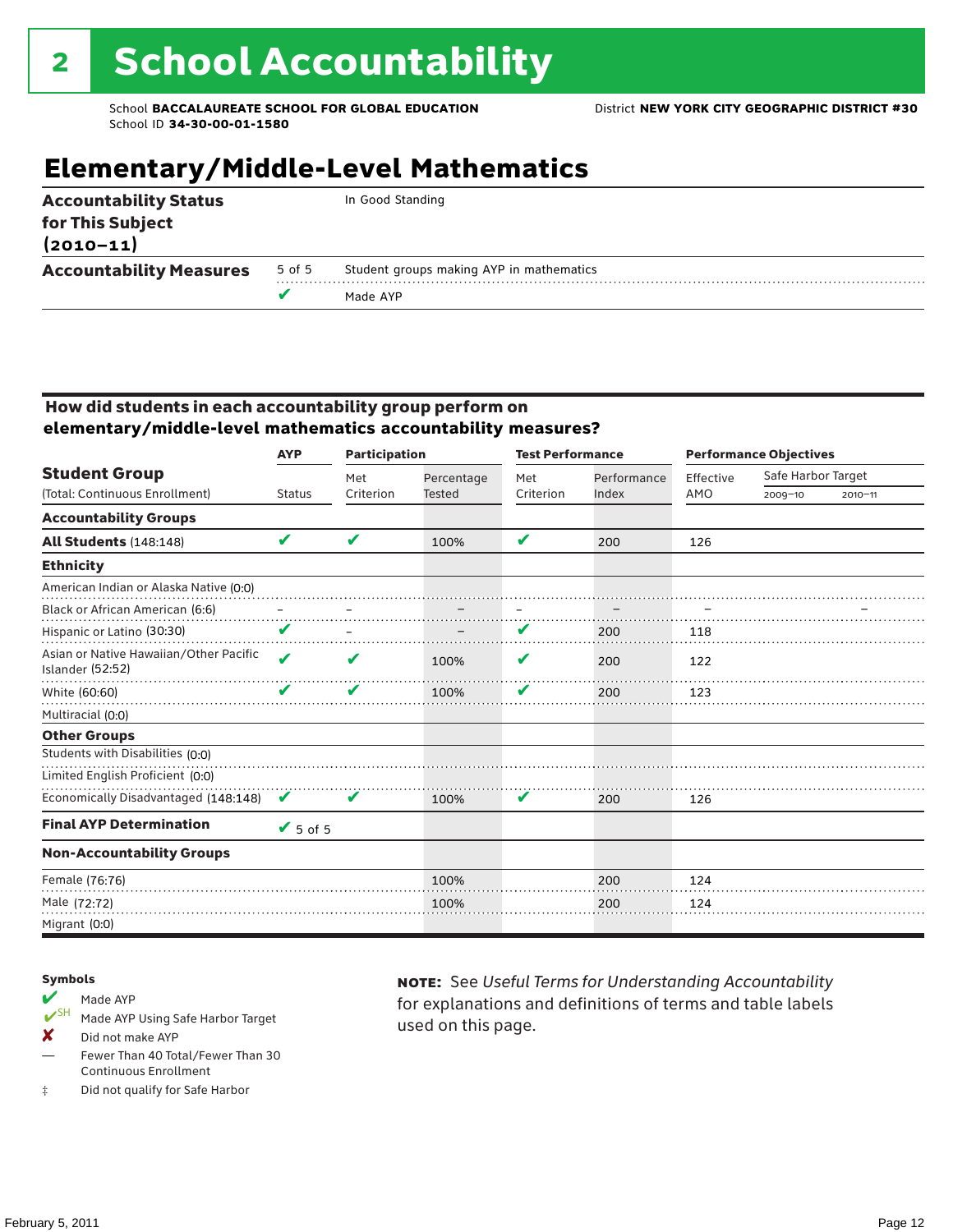# 2 School Accountability

School **BACCALAUREATE SCHOOL FOR GLOBAL EDUCATION**
School ID **34-30-00-01-1580**

District **NEW YORK CITY GEOGRAPHIC DISTRICT #30**

## Elementary/Middle-Level Mathematics

| | | |
|---|---|---|
| **Accountability Status for This Subject (2010–11)** | | In Good Standing |
| **Accountability Measures** | 5 of 5 | Student groups making AYP in mathematics |
| | ✔ | Made AYP |

### How did students in each accountability group perform on elementary/middle-level mathematics accountability measures?

| Student Group (Total: Continuous Enrollment) | AYP Status | Participation: Met Criterion | Participation: Percentage Tested | Test Performance: Met Criterion | Test Performance: Performance Index | Performance Objectives: Effective AMO | Safe Harbor Target 2009–10 | Safe Harbor Target 2010–11 |
|---|---|---|---|---|---|---|---|---|
| **Accountability Groups** | | | | | | | | |
| **All Students** (148:148) | ✔ | ✔ | 100% | ✔ | 200 | 126 | | |
| **Ethnicity** | | | | | | | | |
| American Indian or Alaska Native (0:0) | | | | | | | | |
| Black or African American (6:6) | – | – | – | – | – | – | | – |
| Hispanic or Latino (30:30) | ✔ | – | – | ✔ | 200 | 118 | | |
| Asian or Native Hawaiian/Other Pacific Islander (52:52) | ✔ | ✔ | 100% | ✔ | 200 | 122 | | |
| White (60:60) | ✔ | ✔ | 100% | ✔ | 200 | 123 | | |
| Multiracial (0:0) | | | | | | | | |
| **Other Groups** | | | | | | | | |
| Students with Disabilities (0:0) | | | | | | | | |
| Limited English Proficient (0:0) | | | | | | | | |
| Economically Disadvantaged (148:148) | ✔ | ✔ | 100% | ✔ | 200 | 126 | | |
| **Final AYP Determination** | ✔ 5 of 5 | | | | | | | |
| **Non-Accountability Groups** | | | | | | | | |
| Female (76:76) | | | 100% | | 200 | 124 | | |
| Male (72:72) | | | 100% | | 200 | 124 | | |
| Migrant (0:0) | | | | | | | | |

**Symbols**

- ✔ Made AYP
- ✔SH Made AYP Using Safe Harbor Target
- ✘ Did not make AYP
- — Fewer Than 40 Total/Fewer Than 30 Continuous Enrollment
- ‡ Did not qualify for Safe Harbor

**NOTE:** See *Useful Terms for Understanding Accountability* for explanations and definitions of terms and table labels used on this page.

February 5, 2011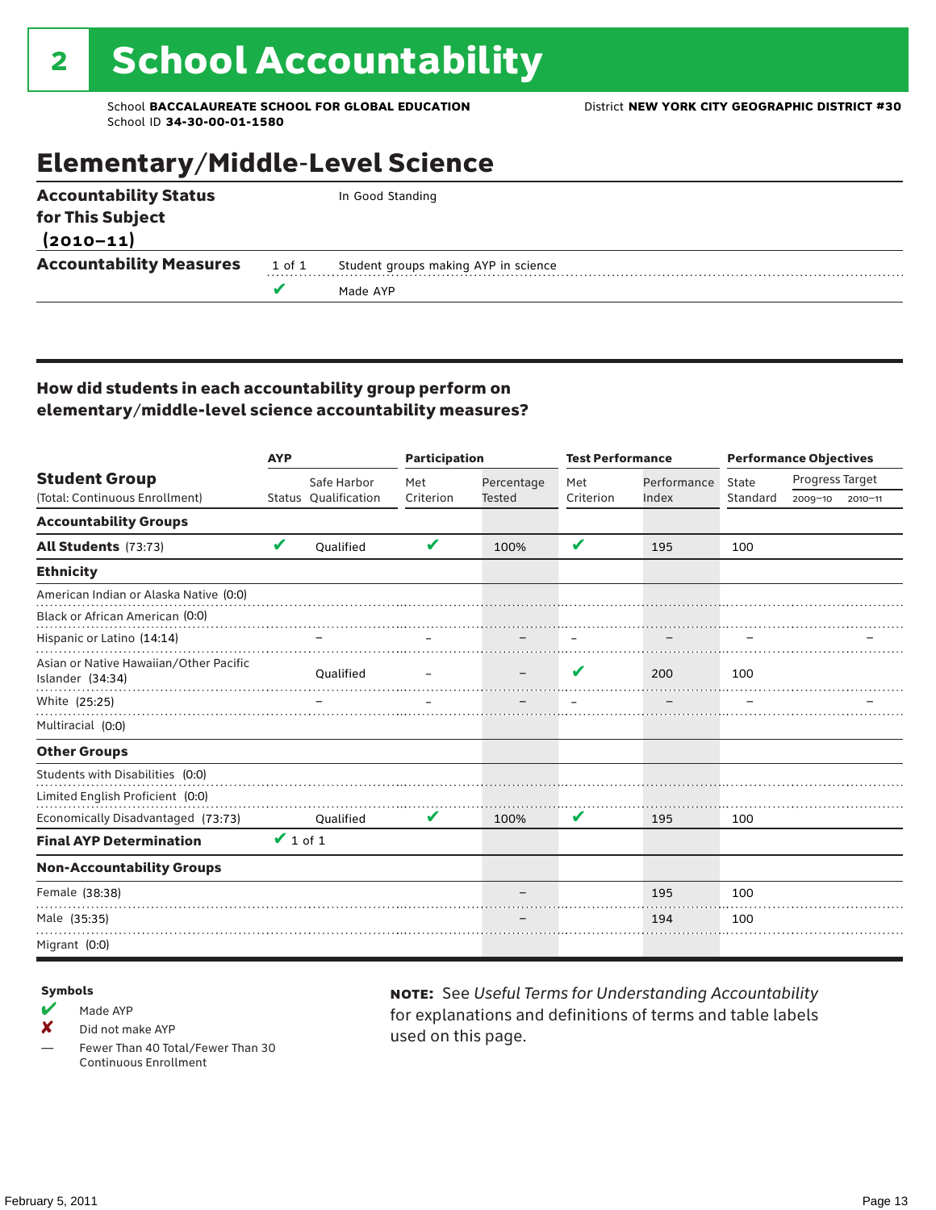# 2 School Accountability

School **BACCALAUREATE SCHOOL FOR GLOBAL EDUCATION**
School ID **34-30-00-01-1580**
District **NEW YORK CITY GEOGRAPHIC DISTRICT #30**

## Elementary/Middle-Level Science

| | | |
|---|---|---|
| **Accountability Status for This Subject (2010–11)** | | In Good Standing |
| **Accountability Measures** | 1 of 1 | Student groups making AYP in science |
| | ✔ | Made AYP |

### How did students in each accountability group perform on elementary/middle-level science accountability measures?

| Student Group (Total: Continuous Enrollment) | AYP Status | AYP Safe Harbor Qualification | Participation Met Criterion | Participation Percentage Tested | Test Performance Met Criterion | Test Performance Performance Index | Performance Objectives State Standard | Progress Target 2009–10 | Progress Target 2010–11 |
|---|---|---|---|---|---|---|---|---|---|
| **Accountability Groups** | | | | | | | | | |
| **All Students** (73:73) | ✔ | Qualified | ✔ | 100% | ✔ | 195 | 100 | | |
| **Ethnicity** | | | | | | | | | |
| American Indian or Alaska Native (0:0) | | | | | | | | | |
| Black or African American (0:0) | | | | | | | | | |
| Hispanic or Latino (14:14) | | – | – | – | – | – | – | | – |
| Asian or Native Hawaiian/Other Pacific Islander (34:34) | | Qualified | – | – | ✔ | 200 | 100 | | |
| White (25:25) | | – | – | – | – | – | – | | – |
| Multiracial (0:0) | | | | | | | | | |
| **Other Groups** | | | | | | | | | |
| Students with Disabilities (0:0) | | | | | | | | | |
| Limited English Proficient (0:0) | | | | | | | | | |
| Economically Disadvantaged (73:73) | | Qualified | ✔ | 100% | ✔ | 195 | 100 | | |
| **Final AYP Determination** | ✔ 1 of 1 | | | | | | | | |
| **Non-Accountability Groups** | | | | | | | | | |
| Female (38:38) | | | | – | | 195 | 100 | | |
| Male (35:35) | | | | – | | 194 | 100 | | |
| Migrant (0:0) | | | | | | | | | |

**Symbols**

- ✔ Made AYP
- ✘ Did not make AYP
- — Fewer Than 40 Total/Fewer Than 30 Continuous Enrollment

**NOTE:** See *Useful Terms for Understanding Accountability* for explanations and definitions of terms and table labels used on this page.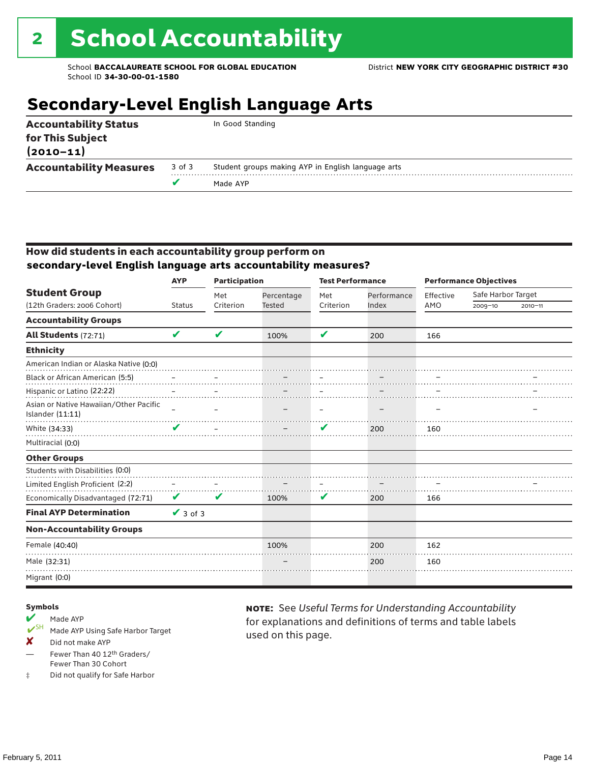# 2 School Accountability

School **BACCALAUREATE SCHOOL FOR GLOBAL EDUCATION** District **NEW YORK CITY GEOGRAPHIC DISTRICT #30**
School ID **34-30-00-01-1580**

## Secondary-Level English Language Arts

| | | |
|---|---|---|
| **Accountability Status for This Subject (2010–11)** | | In Good Standing |
| **Accountability Measures** | 3 of 3 | Student groups making AYP in English language arts |
| | ✔ | Made AYP |

### How did students in each accountability group perform on secondary-level English language arts accountability measures?

| Student Group (12th Graders: 2006 Cohort) | AYP Status | Participation: Met Criterion | Participation: Percentage Tested | Test Performance: Met Criterion | Test Performance: Performance Index | Performance Objectives: Effective AMO | Safe Harbor Target 2009–10 | Safe Harbor Target 2010–11 |
|---|---|---|---|---|---|---|---|---|
| **Accountability Groups** | | | | | | | | |
| **All Students** (72:71) | ✔ | ✔ | 100% | ✔ | 200 | 166 | | |
| **Ethnicity** | | | | | | | | |
| American Indian or Alaska Native (0:0) | | | | | | | | |
| Black or African American (5:5) | – | – | – | – | – | – | | – |
| Hispanic or Latino (22:22) | – | – | – | – | – | – | | – |
| Asian or Native Hawaiian/Other Pacific Islander (11:11) | – | – | – | – | – | – | | – |
| White (34:33) | ✔ | – | – | ✔ | 200 | 160 | | |
| Multiracial (0:0) | | | | | | | | |
| **Other Groups** | | | | | | | | |
| Students with Disabilities (0:0) | | | | | | | | |
| Limited English Proficient (2:2) | – | – | – | – | – | – | | – |
| Economically Disadvantaged (72:71) | ✔ | ✔ | 100% | ✔ | 200 | 166 | | |
| **Final AYP Determination** | ✔ 3 of 3 | | | | | | | |
| **Non-Accountability Groups** | | | | | | | | |
| Female (40:40) | | | 100% | | 200 | 162 | | |
| Male (32:31) | | | – | | 200 | 160 | | |
| Migrant (0:0) | | | | | | | | |

**Symbols**

- ✔ Made AYP
- ✔SH Made AYP Using Safe Harbor Target
- ✘ Did not make AYP
- — Fewer Than 40 12th Graders/ Fewer Than 30 Cohort
- ‡ Did not qualify for Safe Harbor

**NOTE:** See *Useful Terms for Understanding Accountability* for explanations and definitions of terms and table labels used on this page.

February 5, 2011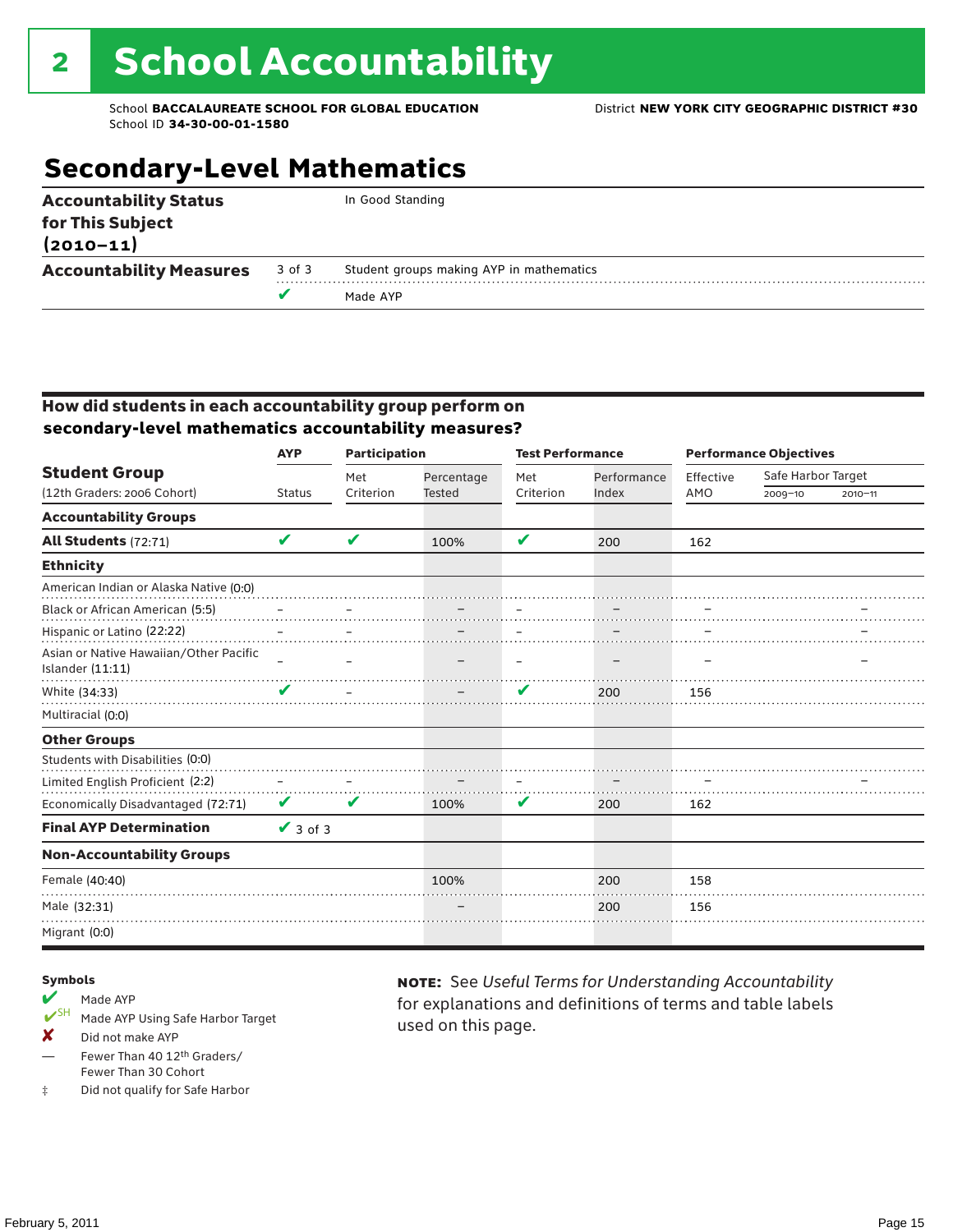# 2 School Accountability

School **BACCALAUREATE SCHOOL FOR GLOBAL EDUCATION**
School ID **34-30-00-01-1580**

District **NEW YORK CITY GEOGRAPHIC DISTRICT #30**

## Secondary-Level Mathematics

| | | |
|---|---|---|
| **Accountability Status for This Subject (2010–11)** | | In Good Standing |
| **Accountability Measures** | 3 of 3 | Student groups making AYP in mathematics |
| | ✔ | Made AYP |

### How did students in each accountability group perform on secondary-level mathematics accountability measures?

| Student Group (12th Graders: 2006 Cohort) | AYP Status | Participation: Met Criterion | Participation: Percentage Tested | Test Performance: Met Criterion | Test Performance: Performance Index | Performance Objectives: Effective AMO | Safe Harbor Target 2009–10 | Safe Harbor Target 2010–11 |
|---|---|---|---|---|---|---|---|---|
| **Accountability Groups** | | | | | | | | |
| **All Students** (72:71) | ✔ | ✔ | 100% | ✔ | 200 | 162 | | |
| **Ethnicity** | | | | | | | | |
| American Indian or Alaska Native (0:0) | | | | | | | | |
| Black or African American (5:5) | – | – | – | – | – | – | | – |
| Hispanic or Latino (22:22) | – | – | – | – | – | – | | – |
| Asian or Native Hawaiian/Other Pacific Islander (11:11) | – | – | – | – | – | – | | – |
| White (34:33) | ✔ | – | – | ✔ | 200 | 156 | | |
| Multiracial (0:0) | | | | | | | | |
| **Other Groups** | | | | | | | | |
| Students with Disabilities (0:0) | | | | | | | | |
| Limited English Proficient (2:2) | – | – | – | – | – | – | | – |
| Economically Disadvantaged (72:71) | ✔ | ✔ | 100% | ✔ | 200 | 162 | | |
| **Final AYP Determination** | ✔ 3 of 3 | | | | | | | |
| **Non-Accountability Groups** | | | | | | | | |
| Female (40:40) | | | 100% | | 200 | 158 | | |
| Male (32:31) | | | – | | 200 | 156 | | |
| Migrant (0:0) | | | | | | | | |

**Symbols**

- ✔ Made AYP
- ✔SH Made AYP Using Safe Harbor Target
- ✘ Did not make AYP
- — Fewer Than 40 12th Graders/ Fewer Than 30 Cohort
- ‡ Did not qualify for Safe Harbor

**NOTE:** See *Useful Terms for Understanding Accountability* for explanations and definitions of terms and table labels used on this page.

February 5, 2011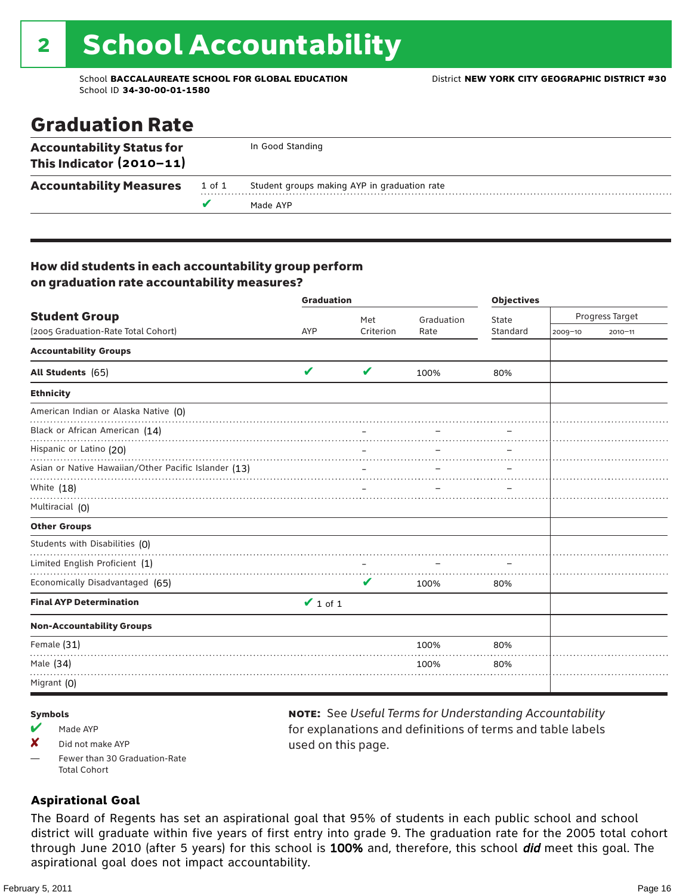# 2 School Accountability

School **BACCALAUREATE SCHOOL FOR GLOBAL EDUCATION** District **NEW YORK CITY GEOGRAPHIC DISTRICT #30**
School ID **34-30-00-01-1580**

## Graduation Rate

| | | |
|---|---|---|
| **Accountability Status for This Indicator (2010–11)** | | In Good Standing |
| **Accountability Measures** | 1 of 1 | Student groups making AYP in graduation rate |
| | ✔ | Made AYP |

### How did students in each accountability group perform on graduation rate accountability measures?

| **Student Group** (2005 Graduation-Rate Total Cohort) | Graduation AYP | Met Criterion | Graduation Rate | Objectives State Standard | Progress Target 2009–10 | Progress Target 2010–11 |
|---|---|---|---|---|---|---|
| **Accountability Groups** | | | | | | |
| **All Students** (65) | ✔ | ✔ | 100% | 80% | | |
| **Ethnicity** | | | | | | |
| American Indian or Alaska Native (0) | | | | | | |
| Black or African American (14) | | – | – | – | | |
| Hispanic or Latino (20) | | – | – | – | | |
| Asian or Native Hawaiian/Other Pacific Islander (13) | | – | – | – | | |
| White (18) | | – | – | – | | |
| Multiracial (0) | | | | | | |
| **Other Groups** | | | | | | |
| Students with Disabilities (0) | | | | | | |
| Limited English Proficient (1) | | – | – | – | | |
| Economically Disadvantaged (65) | | ✔ | 100% | 80% | | |
| **Final AYP Determination** | ✔ 1 of 1 | | | | | |
| **Non-Accountability Groups** | | | | | | |
| Female (31) | | | 100% | 80% | | |
| Male (34) | | | 100% | 80% | | |
| Migrant (0) | | | | | | |

**Symbols**

- ✔ Made AYP
- ✘ Did not make AYP
- — Fewer than 30 Graduation-Rate Total Cohort

**NOTE:** See *Useful Terms for Understanding Accountability* for explanations and definitions of terms and table labels used on this page.

### Aspirational Goal

The Board of Regents has set an aspirational goal that 95% of students in each public school and school district will graduate within five years of first entry into grade 9. The graduation rate for the 2005 total cohort through June 2010 (after 5 years) for this school is **100%** and, therefore, this school ***did*** meet this goal. The aspirational goal does not impact accountability.

February 5, 2011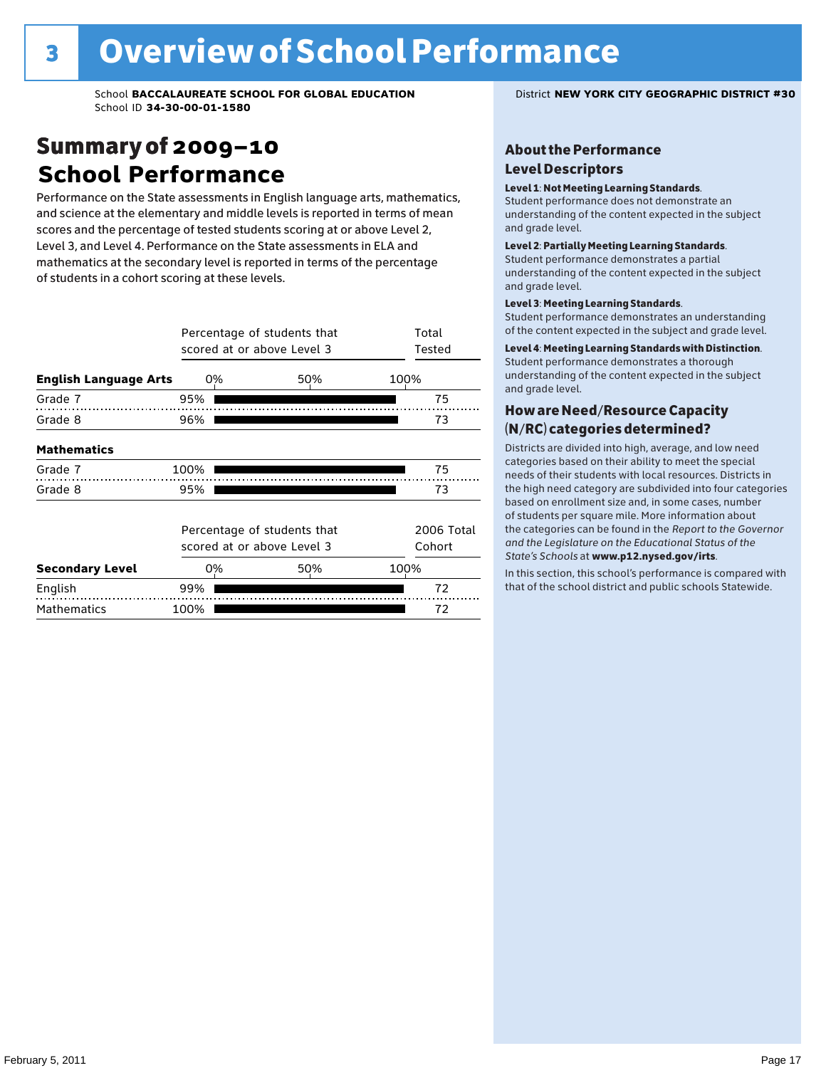# 3 Overview of School Performance

School **BACCALAUREATE SCHOOL FOR GLOBAL EDUCATION**
School ID **34-30-00-01-1580**

District **NEW YORK CITY GEOGRAPHIC DISTRICT #30**

## Summary of 2009–10 School Performance

Performance on the State assessments in English language arts, mathematics, and science at the elementary and middle levels is reported in terms of mean scores and the percentage of tested students scoring at or above Level 2, Level 3, and Level 4. Performance on the State assessments in ELA and mathematics at the secondary level is reported in terms of the percentage of students in a cohort scoring at these levels.

Percentage of students that scored at or above Level 3 | Total Tested

0% 50% 100%

**English Language Arts**

Grade 7 95% 75

Grade 8 96% 73

**Mathematics**

Grade 7 100% 75

Grade 8 95% 73

Percentage of students that scored at or above Level 3 | 2006 Total Cohort

0% 50% 100%

**Secondary Level**

English 99% 72

Mathematics 100% 72

## About the Performance Level Descriptors

**Level 1**: **Not Meeting Learning Standards**. Student performance does not demonstrate an understanding of the content expected in the subject and grade level.

**Level 2**: **Partially Meeting Learning Standards**. Student performance demonstrates a partial understanding of the content expected in the subject and grade level.

**Level 3**: **Meeting Learning Standards**. Student performance demonstrates an understanding of the content expected in the subject and grade level.

**Level 4**: **Meeting Learning Standards with Distinction**. Student performance demonstrates a thorough understanding of the content expected in the subject and grade level.

## How are Need/Resource Capacity (N/RC) categories determined?

Districts are divided into high, average, and low need categories based on their ability to meet the special needs of their students with local resources. Districts in the high need category are subdivided into four categories based on enrollment size and, in some cases, number of students per square mile. More information about the categories can be found in the *Report to the Governor and the Legislature on the Educational Status of the State's Schools* at **www.p12.nysed.gov/irts**.

In this section, this school's performance is compared with that of the school district and public schools Statewide.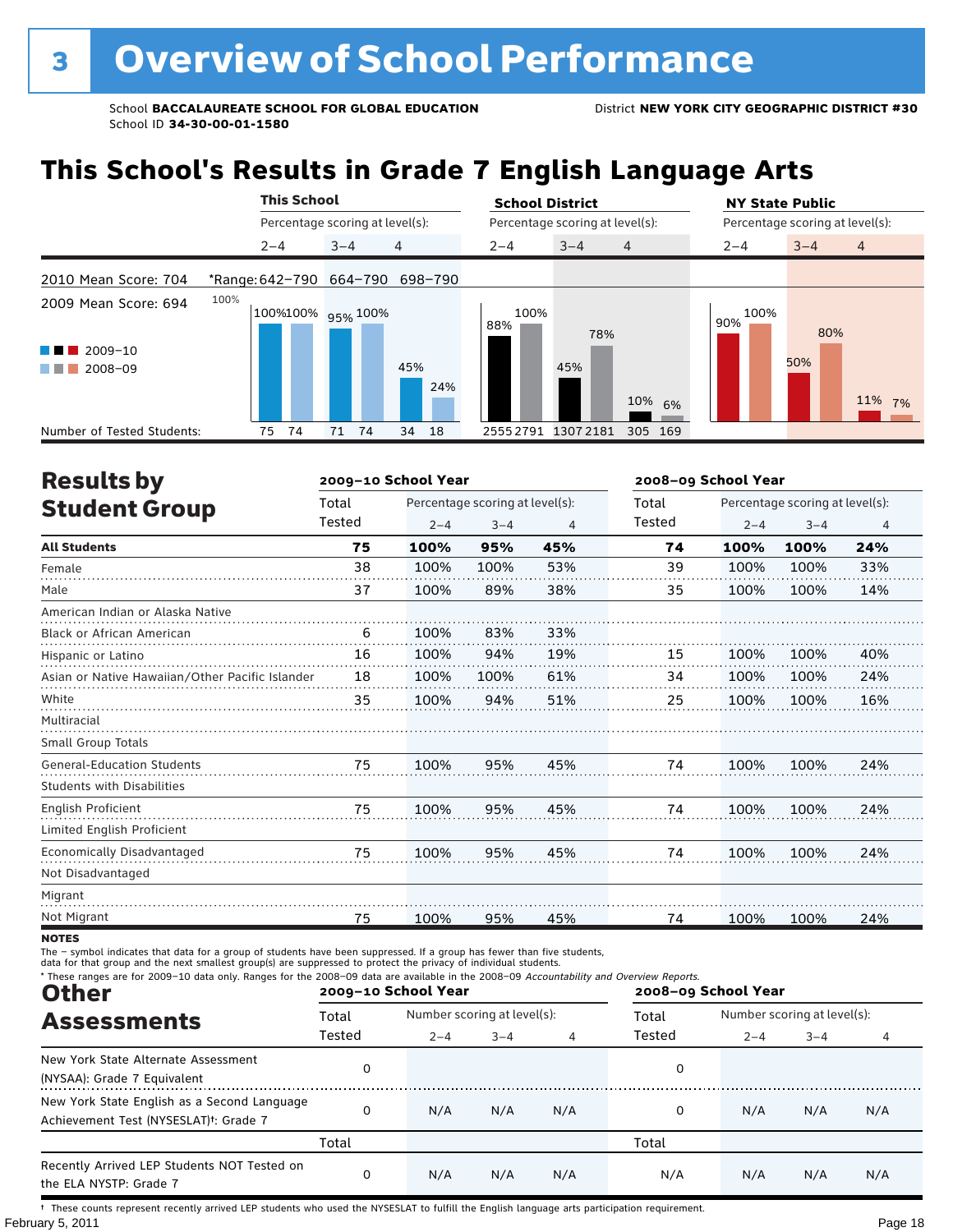# 3 Overview of School Performance

School **BACCALAUREATE SCHOOL FOR GLOBAL EDUCATION**
School ID **34-30-00-01-1580**

District **NEW YORK CITY GEOGRAPHIC DISTRICT #30**

## This School's Results in Grade 7 English Language Arts

**This School** — Percentage scoring at level(s): 2–4, 3–4, 4

**School District** — Percentage scoring at level(s): 2–4, 3–4, 4

**NY State Public** — Percentage scoring at level(s): 2–4, 3–4, 4

2010 Mean Score: 704 *Range: 642–790 664–790 698–790

2009 Mean Score: 694

2009–10
2008–09

100%

This School: 100% 100% 95% 100% 45% 24%

School District: 88% 100% 45% 78% 10% 6%

NY State Public: 90% 100% 50% 80% 11% 7%

Number of Tested Students: 75 74 71 74 34 18 2555 2791 1307 2181 305 169

## Results by Student Group

| | 2009–10 School Year | | | | 2008–09 School Year | | | |
|---|---|---|---|---|---|---|---|---|
| | Total Tested | Percentage scoring at level(s): 2–4 | 3–4 | 4 | Total Tested | Percentage scoring at level(s): 2–4 | 3–4 | 4 |
| **All Students** | **75** | **100%** | **95%** | **45%** | **74** | **100%** | **100%** | **24%** |
| Female | 38 | 100% | 100% | 53% | 39 | 100% | 100% | 33% |
| Male | 37 | 100% | 89% | 38% | 35 | 100% | 100% | 14% |
| American Indian or Alaska Native | | | | | | | | |
| Black or African American | 6 | 100% | 83% | 33% | | | | |
| Hispanic or Latino | 16 | 100% | 94% | 19% | 15 | 100% | 100% | 40% |
| Asian or Native Hawaiian/Other Pacific Islander | 18 | 100% | 100% | 61% | 34 | 100% | 100% | 24% |
| White | 35 | 100% | 94% | 51% | 25 | 100% | 100% | 16% |
| Multiracial | | | | | | | | |
| Small Group Totals | | | | | | | | |
| General-Education Students | 75 | 100% | 95% | 45% | 74 | 100% | 100% | 24% |
| Students with Disabilities | | | | | | | | |
| English Proficient | 75 | 100% | 95% | 45% | 74 | 100% | 100% | 24% |
| Limited English Proficient | | | | | | | | |
| Economically Disadvantaged | 75 | 100% | 95% | 45% | 74 | 100% | 100% | 24% |
| Not Disadvantaged | | | | | | | | |
| Migrant | | | | | | | | |
| Not Migrant | 75 | 100% | 95% | 45% | 74 | 100% | 100% | 24% |

**NOTES**

The – symbol indicates that data for a group of students have been suppressed. If a group has fewer than five students, data for that group and the next smallest group(s) are suppressed to protect the privacy of individual students.

* These ranges are for 2009–10 data only. Ranges for the 2008–09 data are available in the 2008–09 *Accountability and Overview Reports.*

## Other Assessments

| | 2009–10 School Year | | | | 2008–09 School Year | | | |
|---|---|---|---|---|---|---|---|---|
| | Total Tested | Number scoring at level(s): 2–4 | 3–4 | 4 | Total Tested | Number scoring at level(s): 2–4 | 3–4 | 4 |
| New York State Alternate Assessment (NYSAA): Grade 7 Equivalent | 0 | | | | 0 | | | |
| New York State English as a Second Language Achievement Test (NYSESLAT)†: Grade 7 | 0 | N/A | N/A | N/A | 0 | N/A | N/A | N/A |
| | Total | | | | Total | | | |
| Recently Arrived LEP Students NOT Tested on the ELA NYSTP: Grade 7 | 0 | N/A | N/A | N/A | N/A | N/A | N/A | N/A |

† These counts represent recently arrived LEP students who used the NYSESLAT to fulfill the English language arts participation requirement.

February 5, 2011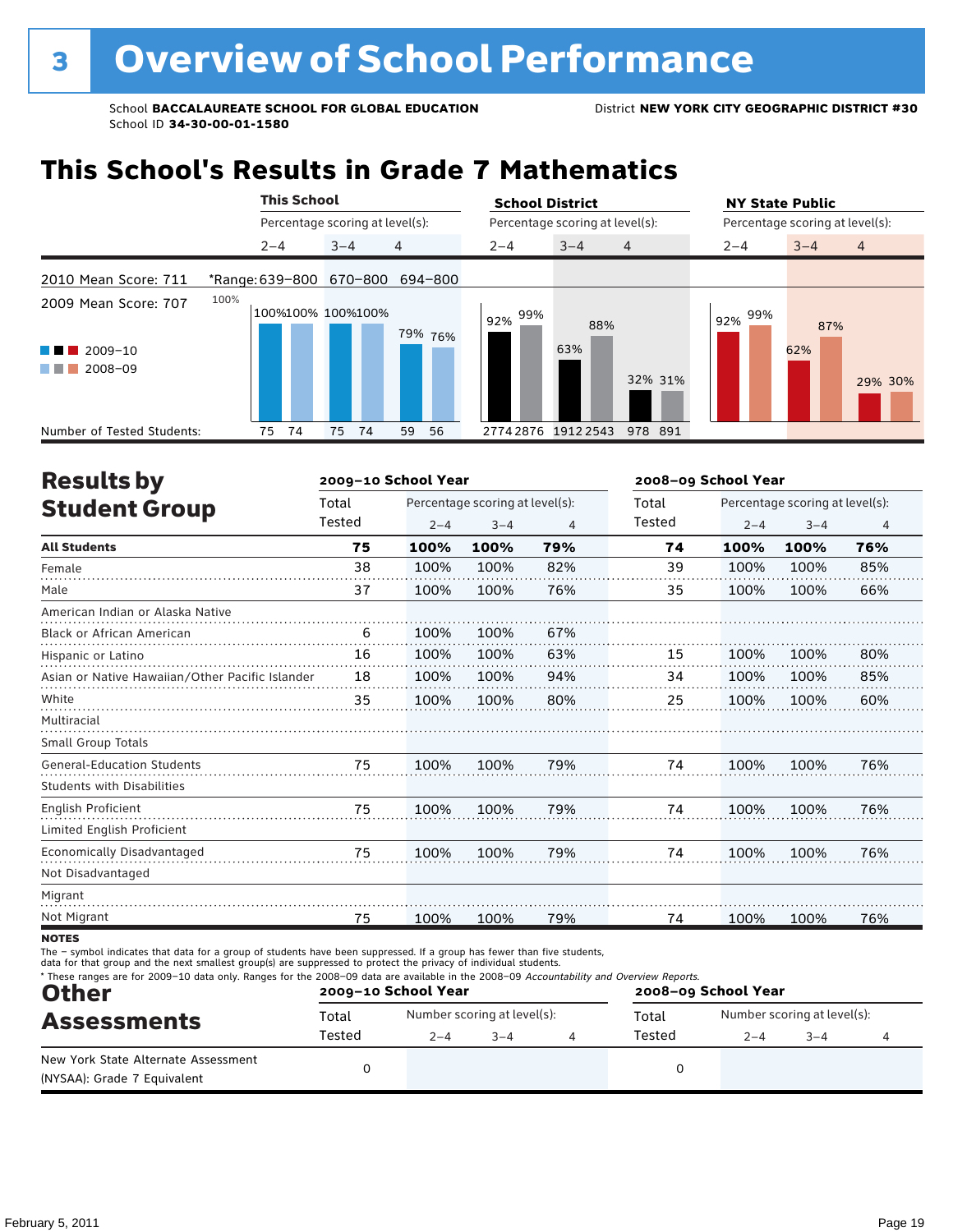# 3 Overview of School Performance

School **BACCALAUREATE SCHOOL FOR GLOBAL EDUCATION** District **NEW YORK CITY GEOGRAPHIC DISTRICT #30**
School ID **34-30-00-01-1580**

## This School's Results in Grade 7 Mathematics

This School
Percentage scoring at level(s):
2–4 3–4 4

School District
Percentage scoring at level(s):
2–4 3–4 4

NY State Public
Percentage scoring at level(s):
2–4 3–4 4

2010 Mean Score: 711 *Range: 639–800 670–800 694–800

2009 Mean Score: 707

2009–10
2008–09

100%

100% 100% 100% 100% 79% 76%

92% 99% 63% 88% 32% 31%

92% 99% 62% 87% 29% 30%

Number of Tested Students: 75 74 75 74 59 56 2774 2876 1912 2543 978 891

## Results by Student Group

| Results by Student Group | 2009–10 School Year | | | | 2008–09 School Year | | | |
|---|---|---|---|---|---|---|---|---|
| | Total Tested | Percentage scoring at level(s): 2–4 | 3–4 | 4 | Total Tested | Percentage scoring at level(s): 2–4 | 3–4 | 4 |
| **All Students** | **75** | **100%** | **100%** | **79%** | **74** | **100%** | **100%** | **76%** |
| Female | 38 | 100% | 100% | 82% | 39 | 100% | 100% | 85% |
| Male | 37 | 100% | 100% | 76% | 35 | 100% | 100% | 66% |
| American Indian or Alaska Native | | | | | | | | |
| Black or African American | 6 | 100% | 100% | 67% | | | | |
| Hispanic or Latino | 16 | 100% | 100% | 63% | 15 | 100% | 100% | 80% |
| Asian or Native Hawaiian/Other Pacific Islander | 18 | 100% | 100% | 94% | 34 | 100% | 100% | 85% |
| White | 35 | 100% | 100% | 80% | 25 | 100% | 100% | 60% |
| Multiracial | | | | | | | | |
| Small Group Totals | | | | | | | | |
| General-Education Students | 75 | 100% | 100% | 79% | 74 | 100% | 100% | 76% |
| Students with Disabilities | | | | | | | | |
| English Proficient | 75 | 100% | 100% | 79% | 74 | 100% | 100% | 76% |
| Limited English Proficient | | | | | | | | |
| Economically Disadvantaged | 75 | 100% | 100% | 79% | 74 | 100% | 100% | 76% |
| Not Disadvantaged | | | | | | | | |
| Migrant | | | | | | | | |
| Not Migrant | 75 | 100% | 100% | 79% | 74 | 100% | 100% | 76% |

**NOTES**
The – symbol indicates that data for a group of students have been suppressed. If a group has fewer than five students, data for that group and the next smallest group(s) are suppressed to protect the privacy of individual students.
* These ranges are for 2009–10 data only. Ranges for the 2008–09 data are available in the 2008–09 *Accountability and Overview Reports*.

## Other Assessments

| Other Assessments | 2009–10 School Year | | | | 2008–09 School Year | | | |
|---|---|---|---|---|---|---|---|---|
| | Total Tested | Number scoring at level(s): 2–4 | 3–4 | 4 | Total Tested | Number scoring at level(s): 2–4 | 3–4 | 4 |
| New York State Alternate Assessment (NYSAA): Grade 7 Equivalent | 0 | | | | 0 | | | |

February 5, 2011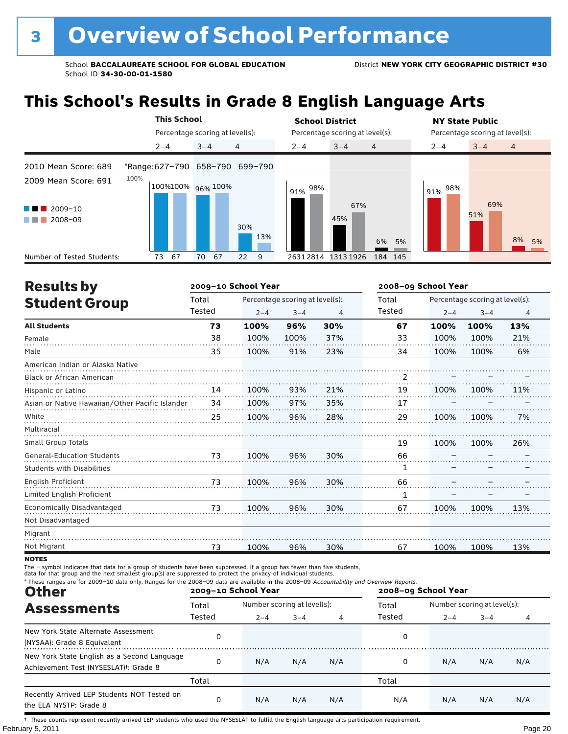# 3 Overview of School Performance

School **BACCALAUREATE SCHOOL FOR GLOBAL EDUCATION**
School ID **34-30-00-01-1580**

District **NEW YORK CITY GEOGRAPHIC DISTRICT #30**

## This School's Results in Grade 8 English Language Arts

This School
Percentage scoring at level(s):
2–4 3–4 4

School District
Percentage scoring at level(s):
2–4 3–4 4

NY State Public
Percentage scoring at level(s):
2–4 3–4 4

2010 Mean Score: 689 *Range: 627–790 658–790 699–790

2009 Mean Score: 691

100%

2009–10
2008–09

100% 100% 96% 100% 30% 13%

91% 98% 45% 67% 6% 5%

91% 98% 51% 69% 8% 5%

Number of Tested Students: 73 67 70 67 22 9 2631 2814 1313 1926 184 145

## Results by Student Group

| | 2009–10 School Year | | | | 2008–09 School Year | | | |
|---|---|---|---|---|---|---|---|---|
| | Total Tested | Percentage scoring at level(s): 2–4 | 3–4 | 4 | Total Tested | Percentage scoring at level(s): 2–4 | 3–4 | 4 |
| **All Students** | **73** | **100%** | **96%** | **30%** | **67** | **100%** | **100%** | **13%** |
| Female | 38 | 100% | 100% | 37% | 33 | 100% | 100% | 21% |
| Male | 35 | 100% | 91% | 23% | 34 | 100% | 100% | 6% |
| American Indian or Alaska Native | | | | | | | | |
| Black or African American | | | | | 2 | – | – | – |
| Hispanic or Latino | 14 | 100% | 93% | 21% | 19 | 100% | 100% | 11% |
| Asian or Native Hawaiian/Other Pacific Islander | 34 | 100% | 97% | 35% | 17 | – | – | – |
| White | 25 | 100% | 96% | 28% | 29 | 100% | 100% | 7% |
| Multiracial | | | | | | | | |
| Small Group Totals | | | | | 19 | 100% | 100% | 26% |
| General-Education Students | 73 | 100% | 96% | 30% | 66 | – | – | – |
| Students with Disabilities | | | | | 1 | – | – | – |
| English Proficient | 73 | 100% | 96% | 30% | 66 | – | – | – |
| Limited English Proficient | | | | | 1 | – | – | – |
| Economically Disadvantaged | 73 | 100% | 96% | 30% | 67 | 100% | 100% | 13% |
| Not Disadvantaged | | | | | | | | |
| Migrant | | | | | | | | |
| Not Migrant | 73 | 100% | 96% | 30% | 67 | 100% | 100% | 13% |

**NOTES**

The – symbol indicates that data for a group of students have been suppressed. If a group has fewer than five students, data for that group and the next smallest group(s) are suppressed to protect the privacy of individual students.

\* These ranges are for 2009–10 data only. Ranges for the 2008–09 data are available in the 2008–09 *Accountability and Overview Reports*.

## Other Assessments

| | 2009–10 School Year | | | | 2008–09 School Year | | | |
|---|---|---|---|---|---|---|---|---|
| | Total Tested | Number scoring at level(s): 2–4 | 3–4 | 4 | Total Tested | Number scoring at level(s): 2–4 | 3–4 | 4 |
| New York State Alternate Assessment (NYSAA): Grade 8 Equivalent | 0 | | | | 0 | | | |
| New York State English as a Second Language Achievement Test (NYSESLAT)†: Grade 8 | 0 | N/A | N/A | N/A | 0 | N/A | N/A | N/A |
| | Total | | | | Total | | | |
| Recently Arrived LEP Students NOT Tested on the ELA NYSTP: Grade 8 | 0 | N/A | N/A | N/A | N/A | N/A | N/A | N/A |

† These counts represent recently arrived LEP students who used the NYSESLAT to fulfill the English language arts participation requirement.

February 5, 2011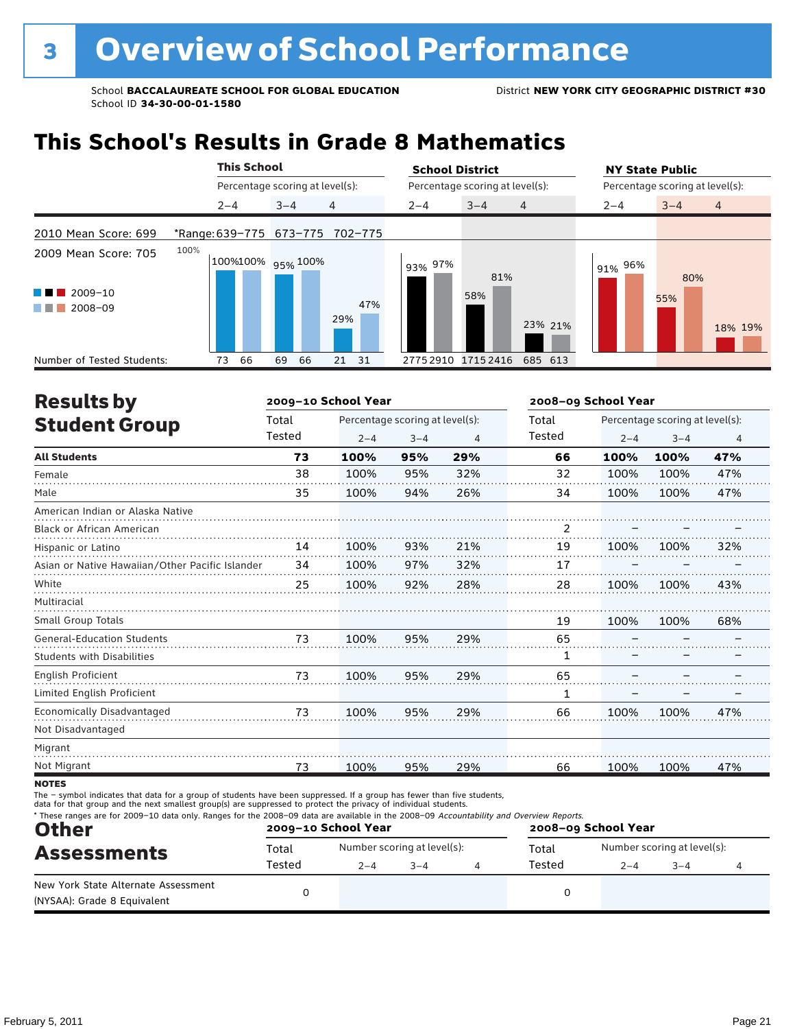# 3 Overview of School Performance

School **BACCALAUREATE SCHOOL FOR GLOBAL EDUCATION**
School ID **34-30-00-01-1580**

District **NEW YORK CITY GEOGRAPHIC DISTRICT #30**

## This School's Results in Grade 8 Mathematics

This School
Percentage scoring at level(s):
2–4 3–4 4

School District
Percentage scoring at level(s):
2–4 3–4 4

NY State Public
Percentage scoring at level(s):
2–4 3–4 4

2010 Mean Score: 699
*Range: 639–775 673–775 702–775

2009 Mean Score: 705

2009–10
2008–09

100%

100% 100% 95% 100% 29% 47%

93% 97% 58% 81% 23% 21%

91% 96% 55% 80% 18% 19%

Number of Tested Students: 73 66 69 66 21 31 2775 2910 1715 2416 685 613

## Results by Student Group

| | 2009–10 School Year | | | | 2008–09 School Year | | | |
|---|---|---|---|---|---|---|---|---|
| | Total Tested | Percentage scoring at level(s): 2–4 | 3–4 | 4 | Total Tested | Percentage scoring at level(s): 2–4 | 3–4 | 4 |
| **All Students** | **73** | **100%** | **95%** | **29%** | **66** | **100%** | **100%** | **47%** |
| Female | 38 | 100% | 95% | 32% | 32 | 100% | 100% | 47% |
| Male | 35 | 100% | 94% | 26% | 34 | 100% | 100% | 47% |
| American Indian or Alaska Native | | | | | | | | |
| Black or African American | | | | | 2 | – | – | – |
| Hispanic or Latino | 14 | 100% | 93% | 21% | 19 | 100% | 100% | 32% |
| Asian or Native Hawaiian/Other Pacific Islander | 34 | 100% | 97% | 32% | 17 | – | – | – |
| White | 25 | 100% | 92% | 28% | 28 | 100% | 100% | 43% |
| Multiracial | | | | | | | | |
| Small Group Totals | | | | | 19 | 100% | 100% | 68% |
| General-Education Students | 73 | 100% | 95% | 29% | 65 | – | – | – |
| Students with Disabilities | | | | | 1 | – | – | – |
| English Proficient | 73 | 100% | 95% | 29% | 65 | – | – | – |
| Limited English Proficient | | | | | 1 | – | – | – |
| Economically Disadvantaged | 73 | 100% | 95% | 29% | 66 | 100% | 100% | 47% |
| Not Disadvantaged | | | | | | | | |
| Migrant | | | | | | | | |
| Not Migrant | 73 | 100% | 95% | 29% | 66 | 100% | 100% | 47% |

**NOTES**
The – symbol indicates that data for a group of students have been suppressed. If a group has fewer than five students, data for that group and the next smallest group(s) are suppressed to protect the privacy of individual students.
* These ranges are for 2009–10 data only. Ranges for the 2008–09 data are available in the 2008–09 *Accountability and Overview Reports.*

## Other Assessments

| | 2009–10 School Year | | | | 2008–09 School Year | | | |
|---|---|---|---|---|---|---|---|---|
| | Total Tested | Number scoring at level(s): 2–4 | 3–4 | 4 | Total Tested | Number scoring at level(s): 2–4 | 3–4 | 4 |
| New York State Alternate Assessment (NYSAA): Grade 8 Equivalent | 0 | | | | 0 | | | |

February 5, 2011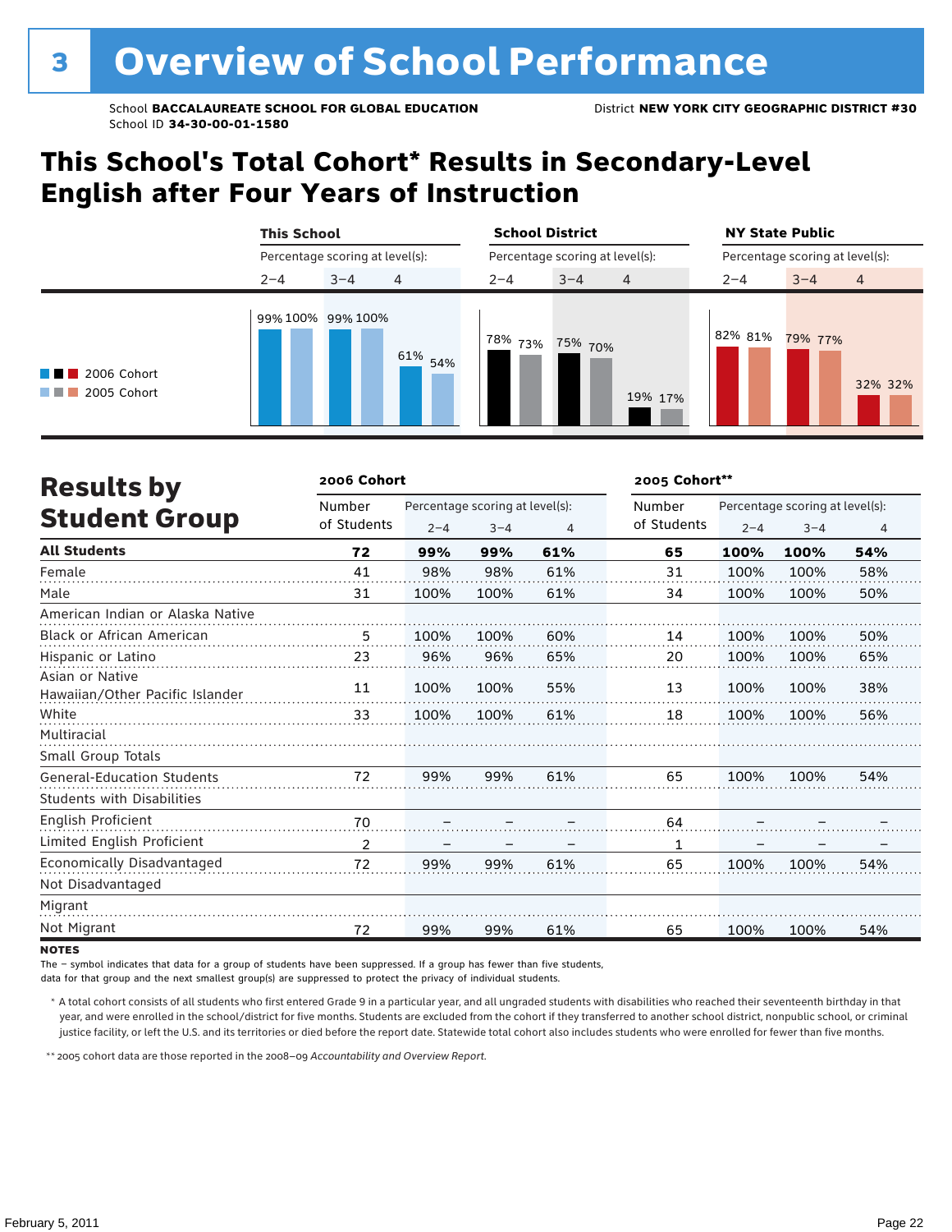# 3 Overview of School Performance

School **BACCALAUREATE SCHOOL FOR GLOBAL EDUCATION**
School ID **34-30-00-01-1580**

District **NEW YORK CITY GEOGRAPHIC DISTRICT #30**

## This School's Total Cohort* Results in Secondary-Level English after Four Years of Instruction

**This School**
Percentage scoring at level(s):
2–4 3–4 4
99% 100% 99% 100% 61% 54%

**School District**
Percentage scoring at level(s):
2–4 3–4 4
78% 73% 75% 70% 19% 17%

**NY State Public**
Percentage scoring at level(s):
2–4 3–4 4
82% 81% 79% 77% 32% 32%

2006 Cohort
2005 Cohort

## Results by Student Group

| | 2006 Cohort | | | | 2005 Cohort** | | | |
|---|---|---|---|---|---|---|---|---|
| | Number of Students | Percentage scoring at level(s): 2–4 | 3–4 | 4 | Number of Students | Percentage scoring at level(s): 2–4 | 3–4 | 4 |
| **All Students** | **72** | **99%** | **99%** | **61%** | **65** | **100%** | **100%** | **54%** |
| Female | 41 | 98% | 98% | 61% | 31 | 100% | 100% | 58% |
| Male | 31 | 100% | 100% | 61% | 34 | 100% | 100% | 50% |
| American Indian or Alaska Native | | | | | | | | |
| Black or African American | 5 | 100% | 100% | 60% | 14 | 100% | 100% | 50% |
| Hispanic or Latino | 23 | 96% | 96% | 65% | 20 | 100% | 100% | 65% |
| Asian or Native Hawaiian/Other Pacific Islander | 11 | 100% | 100% | 55% | 13 | 100% | 100% | 38% |
| White | 33 | 100% | 100% | 61% | 18 | 100% | 100% | 56% |
| Multiracial | | | | | | | | |
| Small Group Totals | | | | | | | | |
| General-Education Students | 72 | 99% | 99% | 61% | 65 | 100% | 100% | 54% |
| Students with Disabilities | | | | | | | | |
| English Proficient | 70 | – | – | – | 64 | – | – | – |
| Limited English Proficient | 2 | – | – | – | 1 | – | – | – |
| Economically Disadvantaged | 72 | 99% | 99% | 61% | 65 | 100% | 100% | 54% |
| Not Disadvantaged | | | | | | | | |
| Migrant | | | | | | | | |
| Not Migrant | 72 | 99% | 99% | 61% | 65 | 100% | 100% | 54% |

**NOTES**

The – symbol indicates that data for a group of students have been suppressed. If a group has fewer than five students, data for that group and the next smallest group(s) are suppressed to protect the privacy of individual students.

\* A total cohort consists of all students who first entered Grade 9 in a particular year, and all ungraded students with disabilities who reached their seventeenth birthday in that year, and were enrolled in the school/district for five months. Students are excluded from the cohort if they transferred to another school district, nonpublic school, or criminal justice facility, or left the U.S. and its territories or died before the report date. Statewide total cohort also includes students who were enrolled for fewer than five months.

\*\* 2005 cohort data are those reported in the 2008–09 *Accountability and Overview Report*.

February 5, 2011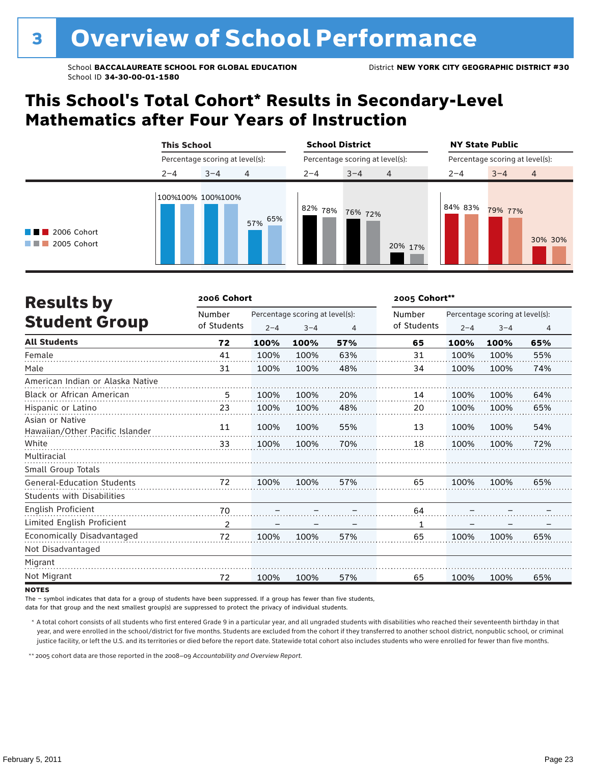# 3 Overview of School Performance

School **BACCALAUREATE SCHOOL FOR GLOBAL EDUCATION**
School ID **34-30-00-01-1580**
District **NEW YORK CITY GEOGRAPHIC DISTRICT #30**

## This School's Total Cohort* Results in Secondary-Level Mathematics after Four Years of Instruction

This School
Percentage scoring at level(s):
2–4 3–4 4
100% 100% 100% 100% 57% 65%

School District
Percentage scoring at level(s):
2–4 3–4 4
82% 78% 76% 72% 20% 17%

NY State Public
Percentage scoring at level(s):
2–4 3–4 4
84% 83% 79% 77% 30% 30%

2006 Cohort
2005 Cohort

## Results by Student Group

| | 2006 Cohort | | | | 2005 Cohort** | | | |
|---|---|---|---|---|---|---|---|---|
| | Number of Students | Percentage scoring at level(s): 2–4 | 3–4 | 4 | Number of Students | Percentage scoring at level(s): 2–4 | 3–4 | 4 |
| **All Students** | **72** | **100%** | **100%** | **57%** | **65** | **100%** | **100%** | **65%** |
| Female | 41 | 100% | 100% | 63% | 31 | 100% | 100% | 55% |
| Male | 31 | 100% | 100% | 48% | 34 | 100% | 100% | 74% |
| American Indian or Alaska Native | | | | | | | | |
| Black or African American | 5 | 100% | 100% | 20% | 14 | 100% | 100% | 64% |
| Hispanic or Latino | 23 | 100% | 100% | 48% | 20 | 100% | 100% | 65% |
| Asian or Native Hawaiian/Other Pacific Islander | 11 | 100% | 100% | 55% | 13 | 100% | 100% | 54% |
| White | 33 | 100% | 100% | 70% | 18 | 100% | 100% | 72% |
| Multiracial | | | | | | | | |
| Small Group Totals | | | | | | | | |
| General-Education Students | 72 | 100% | 100% | 57% | 65 | 100% | 100% | 65% |
| Students with Disabilities | | | | | | | | |
| English Proficient | 70 | – | – | – | 64 | – | – | – |
| Limited English Proficient | 2 | – | – | – | 1 | – | – | – |
| Economically Disadvantaged | 72 | 100% | 100% | 57% | 65 | 100% | 100% | 65% |
| Not Disadvantaged | | | | | | | | |
| Migrant | | | | | | | | |
| Not Migrant | 72 | 100% | 100% | 57% | 65 | 100% | 100% | 65% |

**NOTES**

The – symbol indicates that data for a group of students have been suppressed. If a group has fewer than five students, data for that group and the next smallest group(s) are suppressed to protect the privacy of individual students.

* A total cohort consists of all students who first entered Grade 9 in a particular year, and all ungraded students with disabilities who reached their seventeenth birthday in that year, and were enrolled in the school/district for five months. Students are excluded from the cohort if they transferred to another school district, nonpublic school, or criminal justice facility, or left the U.S. and its territories or died before the report date. Statewide total cohort also includes students who were enrolled for fewer than five months.

** 2005 cohort data are those reported in the 2008–09 *Accountability and Overview Report*.